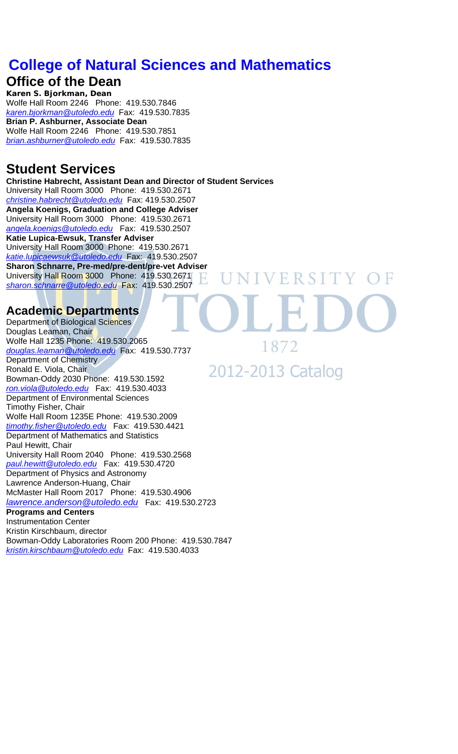# College of Natural Sciences and Mathematics

## Office of the Dean

**Karen S. Bjorkman, Dean**
Wolfe Hall Room 2246 Phone: 419.530.7846
*karen.bjorkman@utoledo.edu* Fax: 419.530.7835
**Brian P. Ashburner, Associate Dean**
Wolfe Hall Room 2246 Phone: 419.530.7851
*brian.ashburner@utoledo.edu* Fax: 419.530.7835

## Student Services

**Christine Habrecht, Assistant Dean and Director of Student Services**
University Hall Room 3000 Phone: 419.530.2671
*christine.habrecht@utoledo.edu* Fax: 419.530.2507
**Angela Koenigs, Graduation and College Adviser**
University Hall Room 3000 Phone: 419.530.2671
*angela.koenigs@utoledo.edu* Fax: 419.530.2507
**Katie Lupica-Ewsuk, Transfer Adviser**
University Hall Room 3000 Phone: 419.530.2671
*katie.lupicaewsuk@utoledo.edu* Fax: 419.530.2507
**Sharon Schnarre, Pre-med/pre-dent/pre-vet Adviser**
University Hall Room 3000 Phone: 419.530.2671
*sharon.schnarre@utoledo.edu* Fax: 419.530.2507

## Academic Departments

Department of Biological Sciences
Douglas Leaman, Chair
Wolfe Hall 1235 Phone: 419.530.2065
*douglas.leaman@utoledo.edu* Fax: 419.530.7737
Department of Chemistry
Ronald E. Viola, Chair
Bowman-Oddy 2030 Phone: 419.530.1592
*ron.viola@utoledo.edu* Fax: 419.530.4033
Department of Environmental Sciences
Timothy Fisher, Chair
Wolfe Hall Room 1235E Phone: 419.530.2009
*timothy.fisher@utoledo.edu* Fax: 419.530.4421
Department of Mathematics and Statistics
Paul Hewitt, Chair
University Hall Room 2040 Phone: 419.530.2568
*paul.hewitt@utoledo.edu* Fax: 419.530.4720
Department of Physics and Astronomy
Lawrence Anderson-Huang, Chair
McMaster Hall Room 2017 Phone: 419.530.4906
*lawrence.anderson@utoledo.edu* Fax: 419.530.2723

**Programs and Centers**
Instrumentation Center
Kristin Kirschbaum, director
Bowman-Oddy Laboratories Room 200 Phone: 419.530.7847
*kristin.kirschbaum@utoledo.edu* Fax: 419.530.4033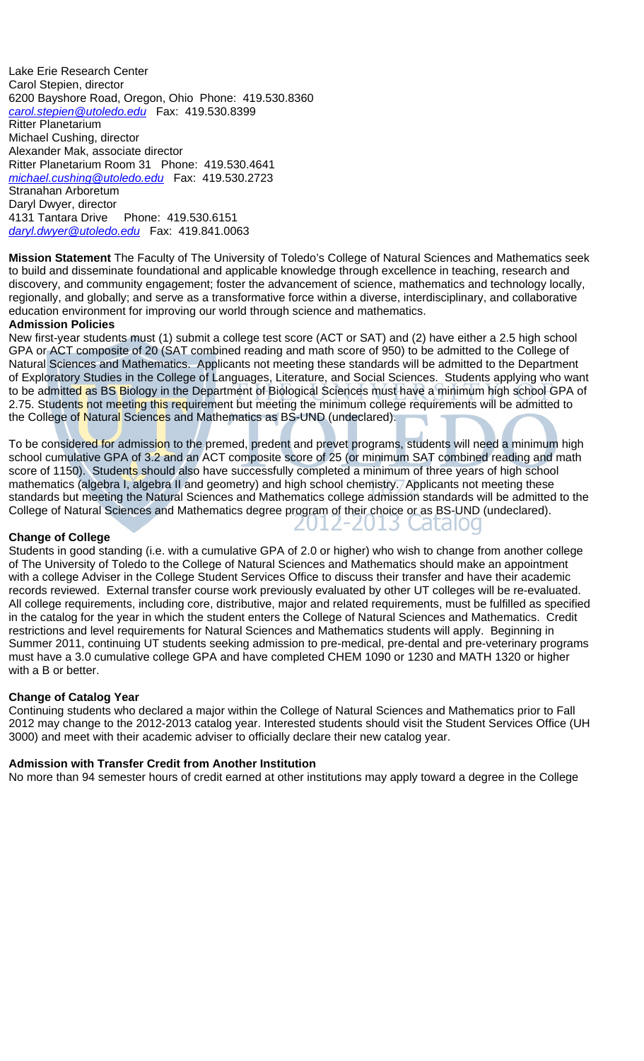Lake Erie Research Center
Carol Stepien, director
6200 Bayshore Road, Oregon, Ohio Phone: 419.530.8360
*carol.stepien@utoledo.edu* Fax: 419.530.8399

Ritter Planetarium
Michael Cushing, director
Alexander Mak, associate director
Ritter Planetarium Room 31 Phone: 419.530.4641
*michael.cushing@utoledo.edu* Fax: 419.530.2723

Stranahan Arboretum
Daryl Dwyer, director
4131 Tantara Drive Phone: 419.530.6151
*daryl.dwyer@utoledo.edu* Fax: 419.841.0063

**Mission Statement** The Faculty of The University of Toledo's College of Natural Sciences and Mathematics seek to build and disseminate foundational and applicable knowledge through excellence in teaching, research and discovery, and community engagement; foster the advancement of science, mathematics and technology locally, regionally, and globally; and serve as a transformative force within a diverse, interdisciplinary, and collaborative education environment for improving our world through science and mathematics.

**Admission Policies**

New first-year students must (1) submit a college test score (ACT or SAT) and (2) have either a 2.5 high school GPA or ACT composite of 20 (SAT combined reading and math score of 950) to be admitted to the College of Natural Sciences and Mathematics. Applicants not meeting these standards will be admitted to the Department of Exploratory Studies in the College of Languages, Literature, and Social Sciences. Students applying who want to be admitted as BS Biology in the Department of Biological Sciences must have a minimum high school GPA of 2.75. Students not meeting this requirement but meeting the minimum college requirements will be admitted to the College of Natural Sciences and Mathematics as BS-UND (undeclared).

To be considered for admission to the premed, predent and prevet programs, students will need a minimum high school cumulative GPA of 3.2 and an ACT composite score of 25 (or minimum SAT combined reading and math score of 1150). Students should also have successfully completed a minimum of three years of high school mathematics (algebra I, algebra II and geometry) and high school chemistry. Applicants not meeting these standards but meeting the Natural Sciences and Mathematics college admission standards will be admitted to the College of Natural Sciences and Mathematics degree program of their choice or as BS-UND (undeclared).

**Change of College**

Students in good standing (i.e. with a cumulative GPA of 2.0 or higher) who wish to change from another college of The University of Toledo to the College of Natural Sciences and Mathematics should make an appointment with a college Adviser in the College Student Services Office to discuss their transfer and have their academic records reviewed. External transfer course work previously evaluated by other UT colleges will be re-evaluated. All college requirements, including core, distributive, major and related requirements, must be fulfilled as specified in the catalog for the year in which the student enters the College of Natural Sciences and Mathematics. Credit restrictions and level requirements for Natural Sciences and Mathematics students will apply. Beginning in Summer 2011, continuing UT students seeking admission to pre-medical, pre-dental and pre-veterinary programs must have a 3.0 cumulative college GPA and have completed CHEM 1090 or 1230 and MATH 1320 or higher with a B or better.

**Change of Catalog Year**

Continuing students who declared a major within the College of Natural Sciences and Mathematics prior to Fall 2012 may change to the 2012-2013 catalog year. Interested students should visit the Student Services Office (UH 3000) and meet with their academic adviser to officially declare their new catalog year.

**Admission with Transfer Credit from Another Institution**

No more than 94 semester hours of credit earned at other institutions may apply toward a degree in the College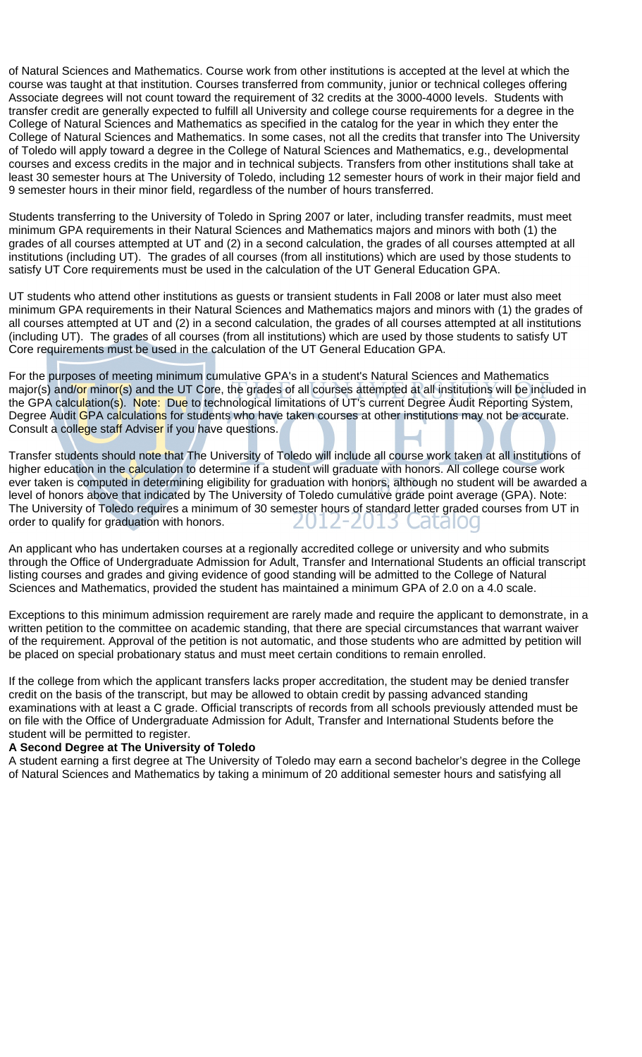of Natural Sciences and Mathematics. Course work from other institutions is accepted at the level at which the course was taught at that institution. Courses transferred from community, junior or technical colleges offering Associate degrees will not count toward the requirement of 32 credits at the 3000-4000 levels. Students with transfer credit are generally expected to fulfill all University and college course requirements for a degree in the College of Natural Sciences and Mathematics as specified in the catalog for the year in which they enter the College of Natural Sciences and Mathematics. In some cases, not all the credits that transfer into The University of Toledo will apply toward a degree in the College of Natural Sciences and Mathematics, e.g., developmental courses and excess credits in the major and in technical subjects. Transfers from other institutions shall take at least 30 semester hours at The University of Toledo, including 12 semester hours of work in their major field and 9 semester hours in their minor field, regardless of the number of hours transferred.

Students transferring to the University of Toledo in Spring 2007 or later, including transfer readmits, must meet minimum GPA requirements in their Natural Sciences and Mathematics majors and minors with both (1) the grades of all courses attempted at UT and (2) in a second calculation, the grades of all courses attempted at all institutions (including UT). The grades of all courses (from all institutions) which are used by those students to satisfy UT Core requirements must be used in the calculation of the UT General Education GPA.

UT students who attend other institutions as guests or transient students in Fall 2008 or later must also meet minimum GPA requirements in their Natural Sciences and Mathematics majors and minors with (1) the grades of all courses attempted at UT and (2) in a second calculation, the grades of all courses attempted at all institutions (including UT). The grades of all courses (from all institutions) which are used by those students to satisfy UT Core requirements must be used in the calculation of the UT General Education GPA.

For the purposes of meeting minimum cumulative GPA's in a student's Natural Sciences and Mathematics major(s) and/or minor(s) and the UT Core, the grades of all courses attempted at all institutions will be included in the GPA calculation(s). Note: Due to technological limitations of UT's current Degree Audit Reporting System, Degree Audit GPA calculations for students who have taken courses at other institutions may not be accurate. Consult a college staff Adviser if you have questions.

Transfer students should note that The University of Toledo will include all course work taken at all institutions of higher education in the calculation to determine if a student will graduate with honors. All college course work ever taken is computed in determining eligibility for graduation with honors, although no student will be awarded a level of honors above that indicated by The University of Toledo cumulative grade point average (GPA). Note: The University of Toledo requires a minimum of 30 semester hours of standard letter graded courses from UT in order to qualify for graduation with honors.

An applicant who has undertaken courses at a regionally accredited college or university and who submits through the Office of Undergraduate Admission for Adult, Transfer and International Students an official transcript listing courses and grades and giving evidence of good standing will be admitted to the College of Natural Sciences and Mathematics, provided the student has maintained a minimum GPA of 2.0 on a 4.0 scale.

Exceptions to this minimum admission requirement are rarely made and require the applicant to demonstrate, in a written petition to the committee on academic standing, that there are special circumstances that warrant waiver of the requirement. Approval of the petition is not automatic, and those students who are admitted by petition will be placed on special probationary status and must meet certain conditions to remain enrolled.

If the college from which the applicant transfers lacks proper accreditation, the student may be denied transfer credit on the basis of the transcript, but may be allowed to obtain credit by passing advanced standing examinations with at least a C grade. Official transcripts of records from all schools previously attended must be on file with the Office of Undergraduate Admission for Adult, Transfer and International Students before the student will be permitted to register.

**A Second Degree at The University of Toledo**

A student earning a first degree at The University of Toledo may earn a second bachelor's degree in the College of Natural Sciences and Mathematics by taking a minimum of 20 additional semester hours and satisfying all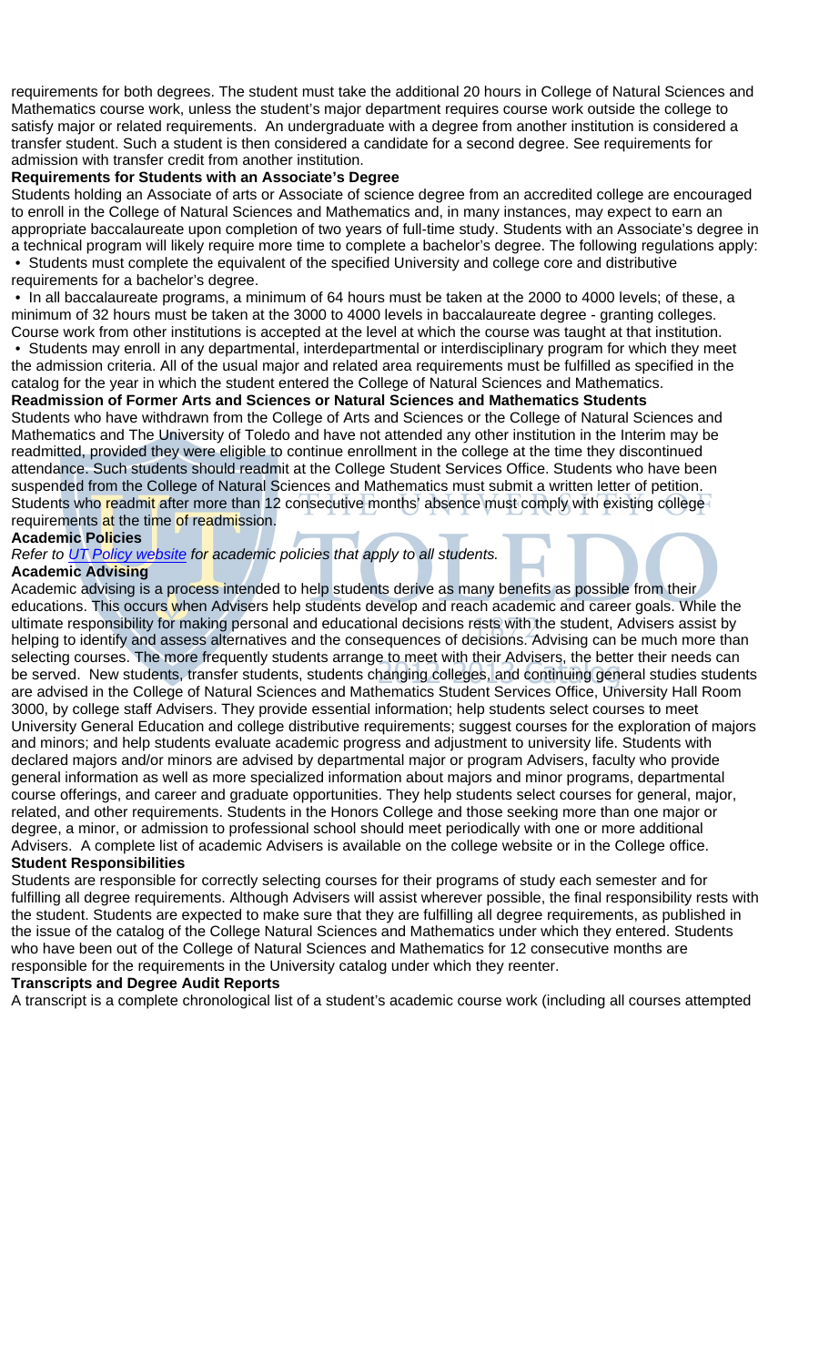requirements for both degrees. The student must take the additional 20 hours in College of Natural Sciences and Mathematics course work, unless the student's major department requires course work outside the college to satisfy major or related requirements. An undergraduate with a degree from another institution is considered a transfer student. Such a student is then considered a candidate for a second degree. See requirements for admission with transfer credit from another institution.

**Requirements for Students with an Associate's Degree**

Students holding an Associate of arts or Associate of science degree from an accredited college are encouraged to enroll in the College of Natural Sciences and Mathematics and, in many instances, may expect to earn an appropriate baccalaureate upon completion of two years of full-time study. Students with an Associate's degree in a technical program will likely require more time to complete a bachelor's degree. The following regulations apply:

- Students must complete the equivalent of the specified University and college core and distributive requirements for a bachelor's degree.
- In all baccalaureate programs, a minimum of 64 hours must be taken at the 2000 to 4000 levels; of these, a minimum of 32 hours must be taken at the 3000 to 4000 levels in baccalaureate degree - granting colleges. Course work from other institutions is accepted at the level at which the course was taught at that institution.
- Students may enroll in any departmental, interdepartmental or interdisciplinary program for which they meet the admission criteria. All of the usual major and related area requirements must be fulfilled as specified in the catalog for the year in which the student entered the College of Natural Sciences and Mathematics.

**Readmission of Former Arts and Sciences or Natural Sciences and Mathematics Students**

Students who have withdrawn from the College of Arts and Sciences or the College of Natural Sciences and Mathematics and The University of Toledo and have not attended any other institution in the Interim may be readmitted, provided they were eligible to continue enrollment in the college at the time they discontinued attendance. Such students should readmit at the College Student Services Office. Students who have been suspended from the College of Natural Sciences and Mathematics must submit a written letter of petition. Students who readmit after more than 12 consecutive months' absence must comply with existing college requirements at the time of readmission.

**Academic Policies**

*Refer to [UT Policy website]() for academic policies that apply to all students.*

**Academic Advising**

Academic advising is a process intended to help students derive as many benefits as possible from their educations. This occurs when Advisers help students develop and reach academic and career goals. While the ultimate responsibility for making personal and educational decisions rests with the student, Advisers assist by helping to identify and assess alternatives and the consequences of decisions. Advising can be much more than selecting courses. The more frequently students arrange to meet with their Advisers, the better their needs can be served. New students, transfer students, students changing colleges, and continuing general studies students are advised in the College of Natural Sciences and Mathematics Student Services Office, University Hall Room 3000, by college staff Advisers. They provide essential information; help students select courses to meet University General Education and college distributive requirements; suggest courses for the exploration of majors and minors; and help students evaluate academic progress and adjustment to university life. Students with declared majors and/or minors are advised by departmental major or program Advisers, faculty who provide general information as well as more specialized information about majors and minor programs, departmental course offerings, and career and graduate opportunities. They help students select courses for general, major, related, and other requirements. Students in the Honors College and those seeking more than one major or degree, a minor, or admission to professional school should meet periodically with one or more additional Advisers. A complete list of academic Advisers is available on the college website or in the College office.

**Student Responsibilities**

Students are responsible for correctly selecting courses for their programs of study each semester and for fulfilling all degree requirements. Although Advisers will assist wherever possible, the final responsibility rests with the student. Students are expected to make sure that they are fulfilling all degree requirements, as published in the issue of the catalog of the College Natural Sciences and Mathematics under which they entered. Students who have been out of the College of Natural Sciences and Mathematics for 12 consecutive months are responsible for the requirements in the University catalog under which they reenter.

**Transcripts and Degree Audit Reports**

A transcript is a complete chronological list of a student's academic course work (including all courses attempted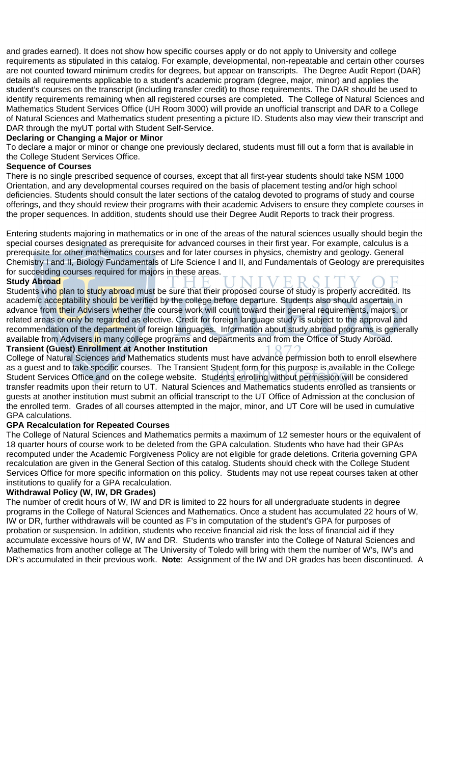and grades earned). It does not show how specific courses apply or do not apply to University and college requirements as stipulated in this catalog. For example, developmental, non-repeatable and certain other courses are not counted toward minimum credits for degrees, but appear on transcripts. The Degree Audit Report (DAR) details all requirements applicable to a student's academic program (degree, major, minor) and applies the student's courses on the transcript (including transfer credit) to those requirements. The DAR should be used to identify requirements remaining when all registered courses are completed. The College of Natural Sciences and Mathematics Student Services Office (UH Room 3000) will provide an unofficial transcript and DAR to a College of Natural Sciences and Mathematics student presenting a picture ID. Students also may view their transcript and DAR through the myUT portal with Student Self-Service.

**Declaring or Changing a Major or Minor**

To declare a major or minor or change one previously declared, students must fill out a form that is available in the College Student Services Office.

**Sequence of Courses**

There is no single prescribed sequence of courses, except that all first-year students should take NSM 1000 Orientation, and any developmental courses required on the basis of placement testing and/or high school deficiencies. Students should consult the later sections of the catalog devoted to programs of study and course offerings, and they should review their programs with their academic Advisers to ensure they complete courses in the proper sequences. In addition, students should use their Degree Audit Reports to track their progress.

Entering students majoring in mathematics or in one of the areas of the natural sciences usually should begin the special courses designated as prerequisite for advanced courses in their first year. For example, calculus is a prerequisite for other mathematics courses and for later courses in physics, chemistry and geology. General Chemistry I and II, Biology Fundamentals of Life Science I and II, and Fundamentals of Geology are prerequisites for succeeding courses required for majors in these areas.

**Study Abroad**

Students who plan to study abroad must be sure that their proposed course of study is properly accredited. Its academic acceptability should be verified by the college before departure. Students also should ascertain in advance from their Advisers whether the course work will count toward their general requirements, majors, or related areas or only be regarded as elective. Credit for foreign language study is subject to the approval and recommendation of the department of foreign languages. Information about study abroad programs is generally available from Advisers in many college programs and departments and from the Office of Study Abroad.

**Transient (Guest) Enrollment at Another Institution**

College of Natural Sciences and Mathematics students must have advance permission both to enroll elsewhere as a guest and to take specific courses. The Transient Student form for this purpose is available in the College Student Services Office and on the college website. Students enrolling without permission will be considered transfer readmits upon their return to UT. Natural Sciences and Mathematics students enrolled as transients or guests at another institution must submit an official transcript to the UT Office of Admission at the conclusion of the enrolled term. Grades of all courses attempted in the major, minor, and UT Core will be used in cumulative GPA calculations.

**GPA Recalculation for Repeated Courses**

The College of Natural Sciences and Mathematics permits a maximum of 12 semester hours or the equivalent of 18 quarter hours of course work to be deleted from the GPA calculation. Students who have had their GPAs recomputed under the Academic Forgiveness Policy are not eligible for grade deletions. Criteria governing GPA recalculation are given in the General Section of this catalog. Students should check with the College Student Services Office for more specific information on this policy. Students may not use repeat courses taken at other institutions to qualify for a GPA recalculation.

**Withdrawal Policy (W, IW, DR Grades)**

The number of credit hours of W, IW and DR is limited to 22 hours for all undergraduate students in degree programs in the College of Natural Sciences and Mathematics. Once a student has accumulated 22 hours of W, IW or DR, further withdrawals will be counted as F's in computation of the student's GPA for purposes of probation or suspension. In addition, students who receive financial aid risk the loss of financial aid if they accumulate excessive hours of W, IW and DR. Students who transfer into the College of Natural Sciences and Mathematics from another college at The University of Toledo will bring with them the number of W's, IW's and DR's accumulated in their previous work. **Note**: Assignment of the IW and DR grades has been discontinued. A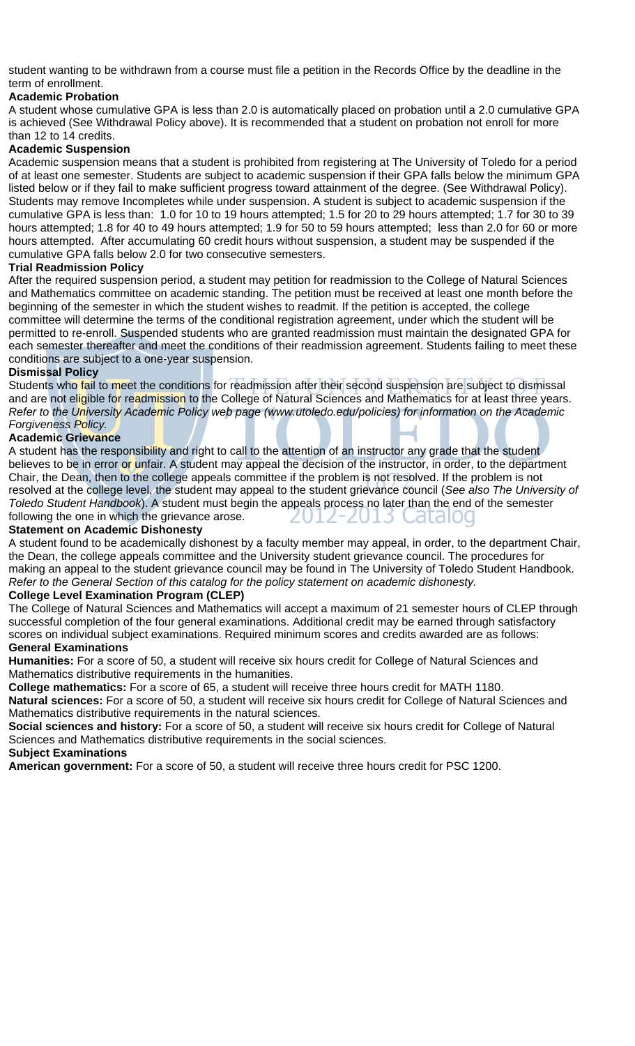student wanting to be withdrawn from a course must file a petition in the Records Office by the deadline in the term of enrollment.

### Academic Probation

A student whose cumulative GPA is less than 2.0 is automatically placed on probation until a 2.0 cumulative GPA is achieved (See Withdrawal Policy above). It is recommended that a student on probation not enroll for more than 12 to 14 credits.

### Academic Suspension

Academic suspension means that a student is prohibited from registering at The University of Toledo for a period of at least one semester. Students are subject to academic suspension if their GPA falls below the minimum GPA listed below or if they fail to make sufficient progress toward attainment of the degree. (See Withdrawal Policy). Students may remove Incompletes while under suspension. A student is subject to academic suspension if the cumulative GPA is less than: 1.0 for 10 to 19 hours attempted; 1.5 for 20 to 29 hours attempted; 1.7 for 30 to 39 hours attempted; 1.8 for 40 to 49 hours attempted; 1.9 for 50 to 59 hours attempted; less than 2.0 for 60 or more hours attempted. After accumulating 60 credit hours without suspension, a student may be suspended if the cumulative GPA falls below 2.0 for two consecutive semesters.

### Trial Readmission Policy

After the required suspension period, a student may petition for readmission to the College of Natural Sciences and Mathematics committee on academic standing. The petition must be received at least one month before the beginning of the semester in which the student wishes to readmit. If the petition is accepted, the college committee will determine the terms of the conditional registration agreement, under which the student will be permitted to re-enroll. Suspended students who are granted readmission must maintain the designated GPA for each semester thereafter and meet the conditions of their readmission agreement. Students failing to meet these conditions are subject to a one-year suspension.

### Dismissal Policy

Students who fail to meet the conditions for readmission after their second suspension are subject to dismissal and are not eligible for readmission to the College of Natural Sciences and Mathematics for at least three years. *Refer to the University Academic Policy web page (www.utoledo.edu/policies) for information on the Academic Forgiveness Policy.*

### Academic Grievance

A student has the responsibility and right to call to the attention of an instructor any grade that the student believes to be in error or unfair. A student may appeal the decision of the instructor, in order, to the department Chair, the Dean, then to the college appeals committee if the problem is not resolved. If the problem is not resolved at the college level, the student may appeal to the student grievance council (*See also The University of Toledo Student Handbook*). A student must begin the appeals process no later than the end of the semester following the one in which the grievance arose.

### Statement on Academic Dishonesty

A student found to be academically dishonest by a faculty member may appeal, in order, to the department Chair, the Dean, the college appeals committee and the University student grievance council. The procedures for making an appeal to the student grievance council may be found in The University of Toledo Student Handbook. *Refer to the General Section of this catalog for the policy statement on academic dishonesty.*

### College Level Examination Program (CLEP)

The College of Natural Sciences and Mathematics will accept a maximum of 21 semester hours of CLEP through successful completion of the four general examinations. Additional credit may be earned through satisfactory scores on individual subject examinations. Required minimum scores and credits awarded are as follows:

#### General Examinations

**Humanities:** For a score of 50, a student will receive six hours credit for College of Natural Sciences and Mathematics distributive requirements in the humanities.

**College mathematics:** For a score of 65, a student will receive three hours credit for MATH 1180.

**Natural sciences:** For a score of 50, a student will receive six hours credit for College of Natural Sciences and Mathematics distributive requirements in the natural sciences.

**Social sciences and history:** For a score of 50, a student will receive six hours credit for College of Natural Sciences and Mathematics distributive requirements in the social sciences.

#### Subject Examinations

**American government:** For a score of 50, a student will receive three hours credit for PSC 1200.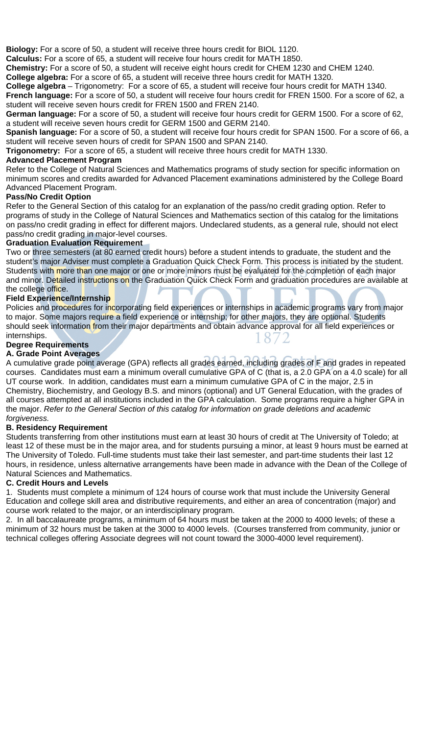**Biology:** For a score of 50, a student will receive three hours credit for BIOL 1120.

**Calculus:** For a score of 65, a student will receive four hours credit for MATH 1850.

**Chemistry:** For a score of 50, a student will receive eight hours credit for CHEM 1230 and CHEM 1240.

**College algebra:** For a score of 65, a student will receive three hours credit for MATH 1320.

**College algebra** – Trigonometry: For a score of 65, a student will receive four hours credit for MATH 1340.

**French language:** For a score of 50, a student will receive four hours credit for FREN 1500. For a score of 62, a student will receive seven hours credit for FREN 1500 and FREN 2140.

**German language:** For a score of 50, a student will receive four hours credit for GERM 1500. For a score of 62, a student will receive seven hours credit for GERM 1500 and GERM 2140.

**Spanish language:** For a score of 50, a student will receive four hours credit for SPAN 1500. For a score of 66, a student will receive seven hours of credit for SPAN 1500 and SPAN 2140.

**Trigonometry:** For a score of 65, a student will receive three hours credit for MATH 1330.

### Advanced Placement Program

Refer to the College of Natural Sciences and Mathematics programs of study section for specific information on minimum scores and credits awarded for Advanced Placement examinations administered by the College Board Advanced Placement Program.

### Pass/No Credit Option

Refer to the General Section of this catalog for an explanation of the pass/no credit grading option. Refer to programs of study in the College of Natural Sciences and Mathematics section of this catalog for the limitations on pass/no credit grading in effect for different majors. Undeclared students, as a general rule, should not elect pass/no credit grading in major-level courses.

### Graduation Evaluation Requirement

Two or three semesters (at 80 earned credit hours) before a student intends to graduate, the student and the student's major Adviser must complete a Graduation Quick Check Form. This process is initiated by the student. Students with more than one major or one or more minors must be evaluated for the completion of each major and minor. Detailed instructions on the Graduation Quick Check Form and graduation procedures are available at the college office.

### Field Experience/Internship

Policies and procedures for incorporating field experiences or internships in academic programs vary from major to major. Some majors require a field experience or internship; for other majors, they are optional. Students should seek information from their major departments and obtain advance approval for all field experiences or internships.

### Degree Requirements

#### A. Grade Point Averages

A cumulative grade point average (GPA) reflects all grades earned, including grades of F and grades in repeated courses. Candidates must earn a minimum overall cumulative GPA of C (that is, a 2.0 GPA on a 4.0 scale) for all UT course work. In addition, candidates must earn a minimum cumulative GPA of C in the major, 2.5 in Chemistry, Biochemistry, and Geology B.S. and minors (optional) and UT General Education, with the grades of all courses attempted at all institutions included in the GPA calculation. Some programs require a higher GPA in the major. *Refer to the General Section of this catalog for information on grade deletions and academic forgiveness.*

#### B. Residency Requirement

Students transferring from other institutions must earn at least 30 hours of credit at The University of Toledo; at least 12 of these must be in the major area, and for students pursuing a minor, at least 9 hours must be earned at The University of Toledo. Full-time students must take their last semester, and part-time students their last 12 hours, in residence, unless alternative arrangements have been made in advance with the Dean of the College of Natural Sciences and Mathematics.

#### C. Credit Hours and Levels

1. Students must complete a minimum of 124 hours of course work that must include the University General Education and college skill area and distributive requirements, and either an area of concentration (major) and course work related to the major, or an interdisciplinary program.
2. In all baccalaureate programs, a minimum of 64 hours must be taken at the 2000 to 4000 levels; of these a minimum of 32 hours must be taken at the 3000 to 4000 levels. (Courses transferred from community, junior or technical colleges offering Associate degrees will not count toward the 3000-4000 level requirement).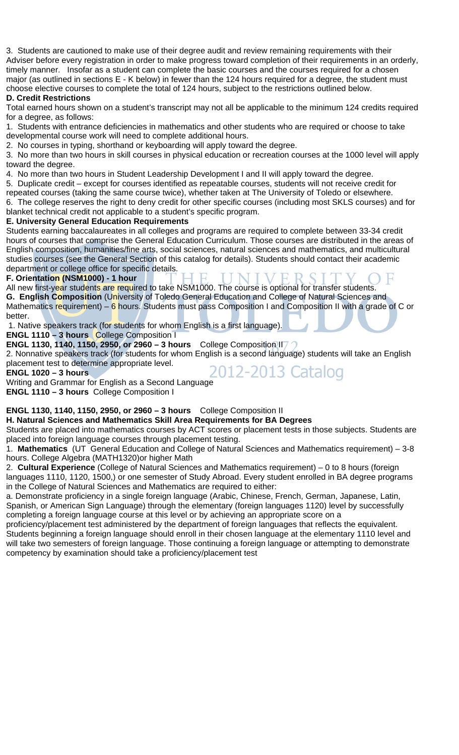3. Students are cautioned to make use of their degree audit and review remaining requirements with their Adviser before every registration in order to make progress toward completion of their requirements in an orderly, timely manner. Insofar as a student can complete the basic courses and the courses required for a chosen major (as outlined in sections E - K below) in fewer than the 124 hours required for a degree, the student must choose elective courses to complete the total of 124 hours, subject to the restrictions outlined below.

**D. Credit Restrictions**

Total earned hours shown on a student's transcript may not all be applicable to the minimum 124 credits required for a degree, as follows:

1. Students with entrance deficiencies in mathematics and other students who are required or choose to take developmental course work will need to complete additional hours.
2. No courses in typing, shorthand or keyboarding will apply toward the degree.
3. No more than two hours in skill courses in physical education or recreation courses at the 1000 level will apply toward the degree.
4. No more than two hours in Student Leadership Development I and II will apply toward the degree.
5. Duplicate credit – except for courses identified as repeatable courses, students will not receive credit for repeated courses (taking the same course twice), whether taken at The University of Toledo or elsewhere.
6. The college reserves the right to deny credit for other specific courses (including most SKLS courses) and for blanket technical credit not applicable to a student's specific program.

**E. University General Education Requirements**

Students earning baccalaureates in all colleges and programs are required to complete between 33-34 credit hours of courses that comprise the General Education Curriculum. Those courses are distributed in the areas of English composition, humanities/fine arts, social sciences, natural sciences and mathematics, and multicultural studies courses (see the General Section of this catalog for details). Students should contact their academic department or college office for specific details.

**F. Orientation (NSM1000) - 1 hour**

All new first-year students are required to take NSM1000. The course is optional for transfer students.

**G. English Composition** (University of Toledo General Education and College of Natural Sciences and Mathematics requirement) – 6 hours. Students must pass Composition I and Composition II with a grade of C or better.

1. Native speakers track (for students for whom English is a first language).

**ENGL 1110 – 3 hours** College Composition I

**ENGL 1130, 1140, 1150, 2950, or 2960 – 3 hours** College Composition II

2. Nonnative speakers track (for students for whom English is a second language) students will take an English placement test to determine appropriate level.

**ENGL 1020 – 3 hours**

Writing and Grammar for English as a Second Language

**ENGL 1110 – 3 hours** College Composition I

**ENGL 1130, 1140, 1150, 2950, or 2960 – 3 hours** College Composition II

**H. Natural Sciences and Mathematics Skill Area Requirements for BA Degrees**

Students are placed into mathematics courses by ACT scores or placement tests in those subjects. Students are placed into foreign language courses through placement testing.

1. **Mathematics** (UT General Education and College of Natural Sciences and Mathematics requirement) – 3-8 hours. College Algebra (MATH1320)or higher Math
2. **Cultural Experience** (College of Natural Sciences and Mathematics requirement) – 0 to 8 hours (foreign languages 1110, 1120, 1500,) or one semester of Study Abroad. Every student enrolled in BA degree programs in the College of Natural Sciences and Mathematics are required to either:

a. Demonstrate proficiency in a single foreign language (Arabic, Chinese, French, German, Japanese, Latin, Spanish, or American Sign Language) through the elementary (foreign languages 1120) level by successfully completing a foreign language course at this level or by achieving an appropriate score on a proficiency/placement test administered by the department of foreign languages that reflects the equivalent. Students beginning a foreign language should enroll in their chosen language at the elementary 1110 level and will take two semesters of foreign language. Those continuing a foreign language or attempting to demonstrate competency by examination should take a proficiency/placement test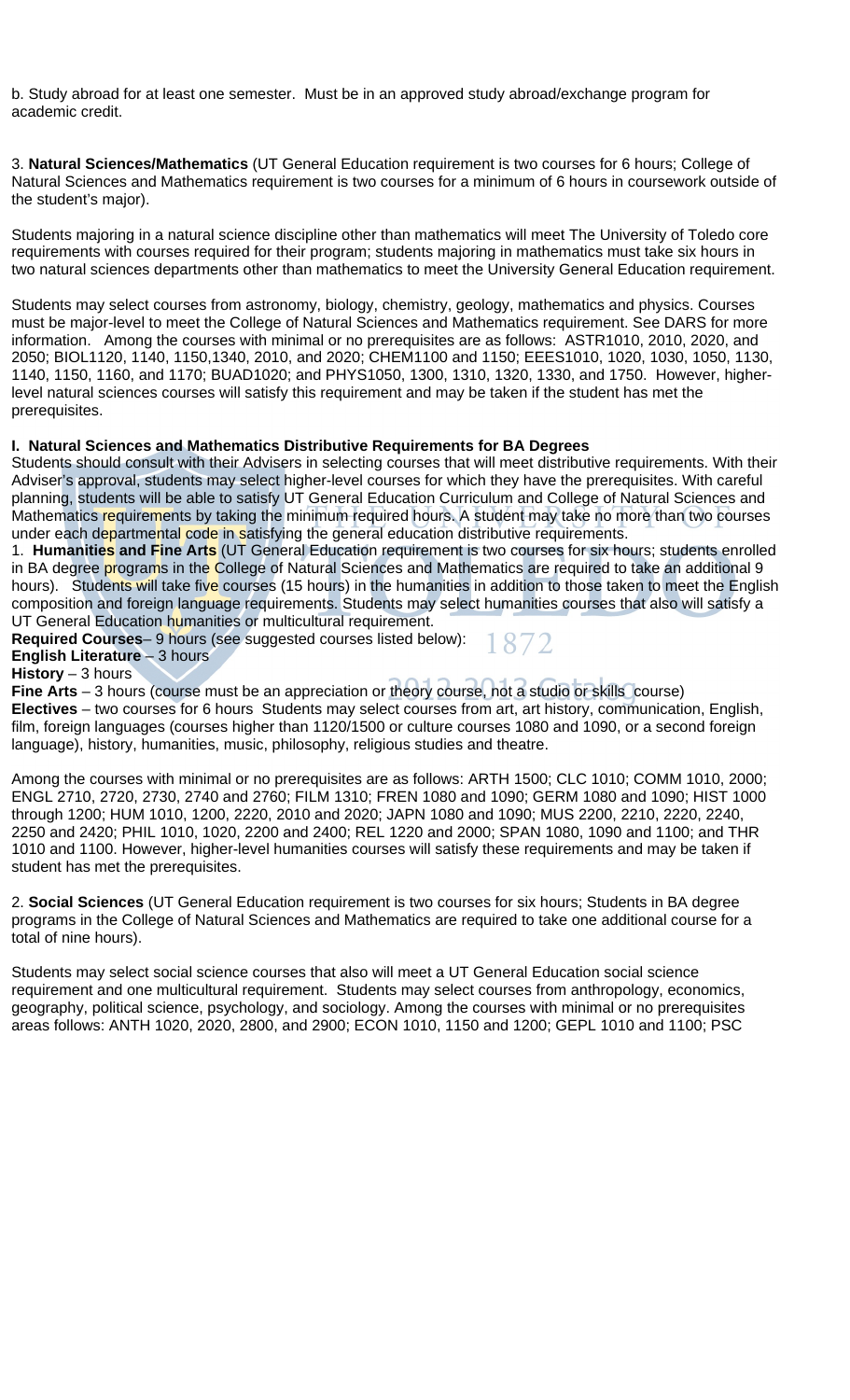b. Study abroad for at least one semester. Must be in an approved study abroad/exchange program for academic credit.

3. **Natural Sciences/Mathematics** (UT General Education requirement is two courses for 6 hours; College of Natural Sciences and Mathematics requirement is two courses for a minimum of 6 hours in coursework outside of the student's major).

Students majoring in a natural science discipline other than mathematics will meet The University of Toledo core requirements with courses required for their program; students majoring in mathematics must take six hours in two natural sciences departments other than mathematics to meet the University General Education requirement.

Students may select courses from astronomy, biology, chemistry, geology, mathematics and physics. Courses must be major-level to meet the College of Natural Sciences and Mathematics requirement. See DARS for more information. Among the courses with minimal or no prerequisites are as follows: ASTR1010, 2010, 2020, and 2050; BIOL1120, 1140, 1150,1340, 2010, and 2020; CHEM1100 and 1150; EEES1010, 1020, 1030, 1050, 1130, 1140, 1150, 1160, and 1170; BUAD1020; and PHYS1050, 1300, 1310, 1320, 1330, and 1750. However, higher-level natural sciences courses will satisfy this requirement and may be taken if the student has met the prerequisites.

**I. Natural Sciences and Mathematics Distributive Requirements for BA Degrees**

Students should consult with their Advisers in selecting courses that will meet distributive requirements. With their Adviser's approval, students may select higher-level courses for which they have the prerequisites. With careful planning, students will be able to satisfy UT General Education Curriculum and College of Natural Sciences and Mathematics requirements by taking the minimum required hours. A student may take no more than two courses under each departmental code in satisfying the general education distributive requirements.

1. **Humanities and Fine Arts** (UT General Education requirement is two courses for six hours; students enrolled in BA degree programs in the College of Natural Sciences and Mathematics are required to take an additional 9 hours). Students will take five courses (15 hours) in the humanities in addition to those taken to meet the English composition and foreign language requirements. Students may select humanities courses that also will satisfy a UT General Education humanities or multicultural requirement.

**Required Courses**– 9 hours (see suggested courses listed below):

**English Literature** – 3 hours

**History** – 3 hours

**Fine Arts** – 3 hours (course must be an appreciation or theory course, not a studio or skills course)

**Electives** – two courses for 6 hours Students may select courses from art, art history, communication, English, film, foreign languages (courses higher than 1120/1500 or culture courses 1080 and 1090, or a second foreign language), history, humanities, music, philosophy, religious studies and theatre.

Among the courses with minimal or no prerequisites are as follows: ARTH 1500; CLC 1010; COMM 1010, 2000; ENGL 2710, 2720, 2730, 2740 and 2760; FILM 1310; FREN 1080 and 1090; GERM 1080 and 1090; HIST 1000 through 1200; HUM 1010, 1200, 2220, 2010 and 2020; JAPN 1080 and 1090; MUS 2200, 2210, 2220, 2240, 2250 and 2420; PHIL 1010, 1020, 2200 and 2400; REL 1220 and 2000; SPAN 1080, 1090 and 1100; and THR 1010 and 1100. However, higher-level humanities courses will satisfy these requirements and may be taken if student has met the prerequisites.

2. **Social Sciences** (UT General Education requirement is two courses for six hours; Students in BA degree programs in the College of Natural Sciences and Mathematics are required to take one additional course for a total of nine hours).

Students may select social science courses that also will meet a UT General Education social science requirement and one multicultural requirement. Students may select courses from anthropology, economics, geography, political science, psychology, and sociology. Among the courses with minimal or no prerequisites areas follows: ANTH 1020, 2020, 2800, and 2900; ECON 1010, 1150 and 1200; GEPL 1010 and 1100; PSC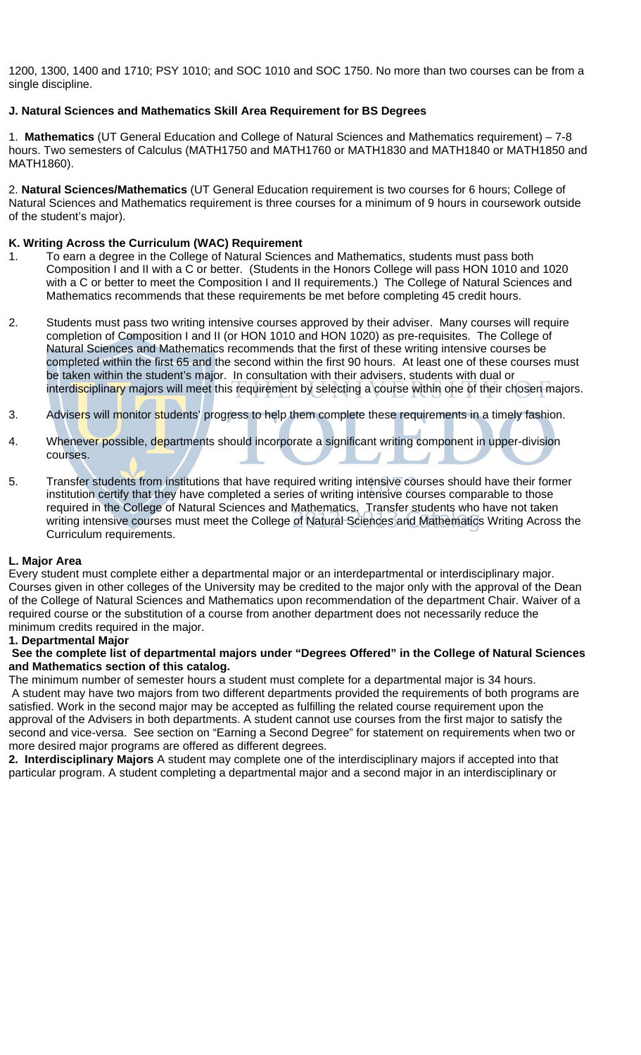1200, 1300, 1400 and 1710; PSY 1010; and SOC 1010 and SOC 1750. No more than two courses can be from a single discipline.

**J. Natural Sciences and Mathematics Skill Area Requirement for BS Degrees**

1. **Mathematics** (UT General Education and College of Natural Sciences and Mathematics requirement) – 7-8 hours. Two semesters of Calculus (MATH1750 and MATH1760 or MATH1830 and MATH1840 or MATH1850 and MATH1860).

2. **Natural Sciences/Mathematics** (UT General Education requirement is two courses for 6 hours; College of Natural Sciences and Mathematics requirement is three courses for a minimum of 9 hours in coursework outside of the student's major).

**K. Writing Across the Curriculum (WAC) Requirement**

1. To earn a degree in the College of Natural Sciences and Mathematics, students must pass both Composition I and II with a C or better. (Students in the Honors College will pass HON 1010 and 1020 with a C or better to meet the Composition I and II requirements.) The College of Natural Sciences and Mathematics recommends that these requirements be met before completing 45 credit hours.

2. Students must pass two writing intensive courses approved by their adviser. Many courses will require completion of Composition I and II (or HON 1010 and HON 1020) as pre-requisites. The College of Natural Sciences and Mathematics recommends that the first of these writing intensive courses be completed within the first 65 and the second within the first 90 hours. At least one of these courses must be taken within the student's major. In consultation with their advisers, students with dual or interdisciplinary majors will meet this requirement by selecting a course within one of their chosen majors.

3. Advisers will monitor students' progress to help them complete these requirements in a timely fashion.

4. Whenever possible, departments should incorporate a significant writing component in upper-division courses.

5. Transfer students from institutions that have required writing intensive courses should have their former institution certify that they have completed a series of writing intensive courses comparable to those required in the College of Natural Sciences and Mathematics. Transfer students who have not taken writing intensive courses must meet the College of Natural Sciences and Mathematics Writing Across the Curriculum requirements.

**L. Major Area**

Every student must complete either a departmental major or an interdepartmental or interdisciplinary major. Courses given in other colleges of the University may be credited to the major only with the approval of the Dean of the College of Natural Sciences and Mathematics upon recommendation of the department Chair. Waiver of a required course or the substitution of a course from another department does not necessarily reduce the minimum credits required in the major.

**1. Departmental Major**

**See the complete list of departmental majors under "Degrees Offered" in the College of Natural Sciences and Mathematics section of this catalog.**

The minimum number of semester hours a student must complete for a departmental major is 34 hours.

A student may have two majors from two different departments provided the requirements of both programs are satisfied. Work in the second major may be accepted as fulfilling the related course requirement upon the approval of the Advisers in both departments. A student cannot use courses from the first major to satisfy the second and vice-versa. See section on "Earning a Second Degree" for statement on requirements when two or more desired major programs are offered as different degrees.

**2. Interdisciplinary Majors** A student may complete one of the interdisciplinary majors if accepted into that particular program. A student completing a departmental major and a second major in an interdisciplinary or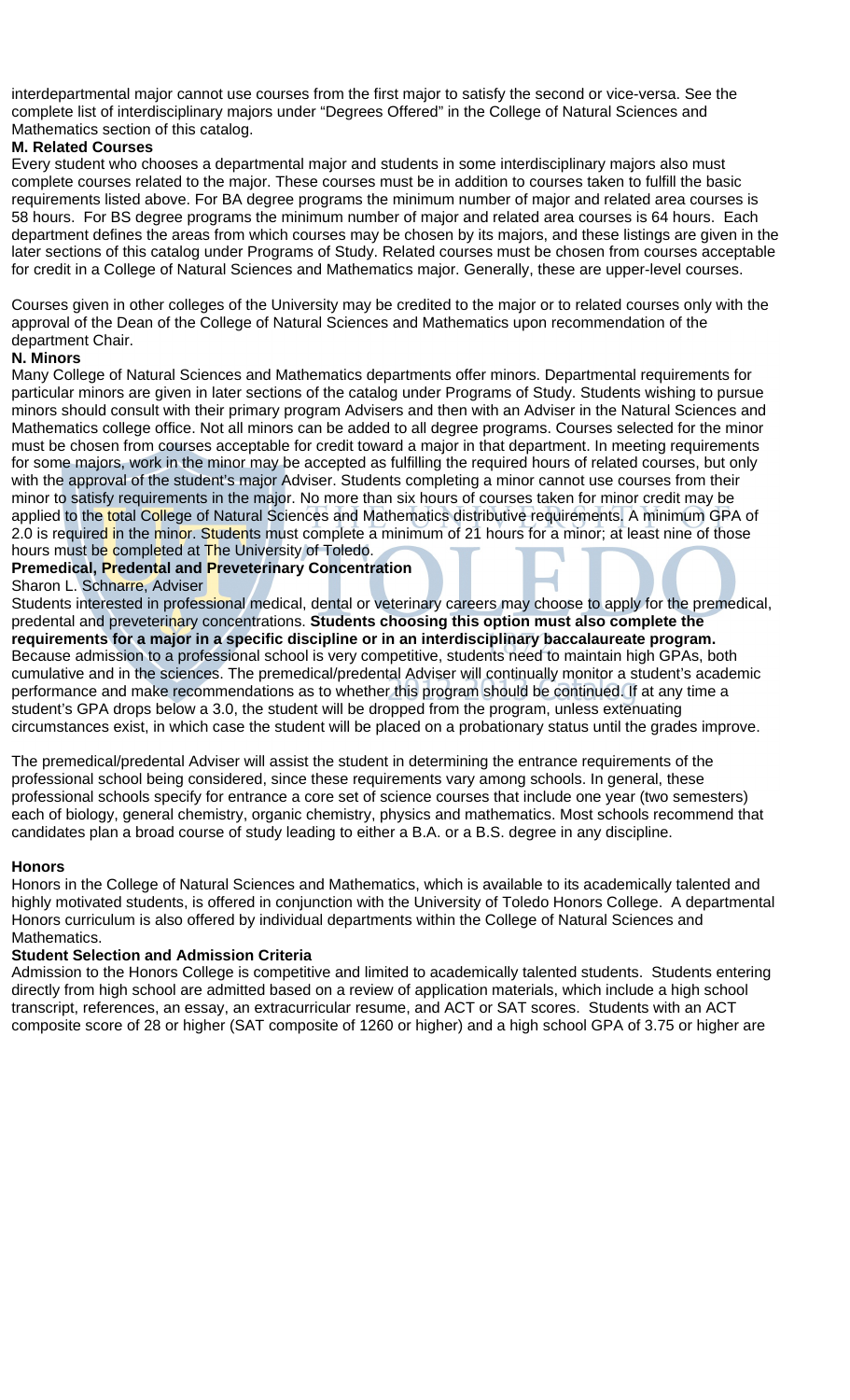interdepartmental major cannot use courses from the first major to satisfy the second or vice-versa. See the complete list of interdisciplinary majors under "Degrees Offered" in the College of Natural Sciences and Mathematics section of this catalog.

**M. Related Courses**

Every student who chooses a departmental major and students in some interdisciplinary majors also must complete courses related to the major. These courses must be in addition to courses taken to fulfill the basic requirements listed above. For BA degree programs the minimum number of major and related area courses is 58 hours. For BS degree programs the minimum number of major and related area courses is 64 hours. Each department defines the areas from which courses may be chosen by its majors, and these listings are given in the later sections of this catalog under Programs of Study. Related courses must be chosen from courses acceptable for credit in a College of Natural Sciences and Mathematics major. Generally, these are upper-level courses.

Courses given in other colleges of the University may be credited to the major or to related courses only with the approval of the Dean of the College of Natural Sciences and Mathematics upon recommendation of the department Chair.

**N. Minors**

Many College of Natural Sciences and Mathematics departments offer minors. Departmental requirements for particular minors are given in later sections of the catalog under Programs of Study. Students wishing to pursue minors should consult with their primary program Advisers and then with an Adviser in the Natural Sciences and Mathematics college office. Not all minors can be added to all degree programs. Courses selected for the minor must be chosen from courses acceptable for credit toward a major in that department. In meeting requirements for some majors, work in the minor may be accepted as fulfilling the required hours of related courses, but only with the approval of the student's major Adviser. Students completing a minor cannot use courses from their minor to satisfy requirements in the major. No more than six hours of courses taken for minor credit may be applied to the total College of Natural Sciences and Mathematics distributive requirements. A minimum GPA of 2.0 is required in the minor. Students must complete a minimum of 21 hours for a minor; at least nine of those hours must be completed at The University of Toledo.

**Premedical, Predental and Preveterinary Concentration**

Sharon L. Schnarre, Adviser

Students interested in professional medical, dental or veterinary careers may choose to apply for the premedical, predental and preveterinary concentrations. **Students choosing this option must also complete the requirements for a major in a specific discipline or in an interdisciplinary baccalaureate program.** Because admission to a professional school is very competitive, students need to maintain high GPAs, both cumulative and in the sciences. The premedical/predental Adviser will continually monitor a student's academic performance and make recommendations as to whether this program should be continued. If at any time a student's GPA drops below a 3.0, the student will be dropped from the program, unless extenuating circumstances exist, in which case the student will be placed on a probationary status until the grades improve.

The premedical/predental Adviser will assist the student in determining the entrance requirements of the professional school being considered, since these requirements vary among schools. In general, these professional schools specify for entrance a core set of science courses that include one year (two semesters) each of biology, general chemistry, organic chemistry, physics and mathematics. Most schools recommend that candidates plan a broad course of study leading to either a B.A. or a B.S. degree in any discipline.

**Honors**

Honors in the College of Natural Sciences and Mathematics, which is available to its academically talented and highly motivated students, is offered in conjunction with the University of Toledo Honors College. A departmental Honors curriculum is also offered by individual departments within the College of Natural Sciences and Mathematics.

**Student Selection and Admission Criteria**

Admission to the Honors College is competitive and limited to academically talented students. Students entering directly from high school are admitted based on a review of application materials, which include a high school transcript, references, an essay, an extracurricular resume, and ACT or SAT scores. Students with an ACT composite score of 28 or higher (SAT composite of 1260 or higher) and a high school GPA of 3.75 or higher are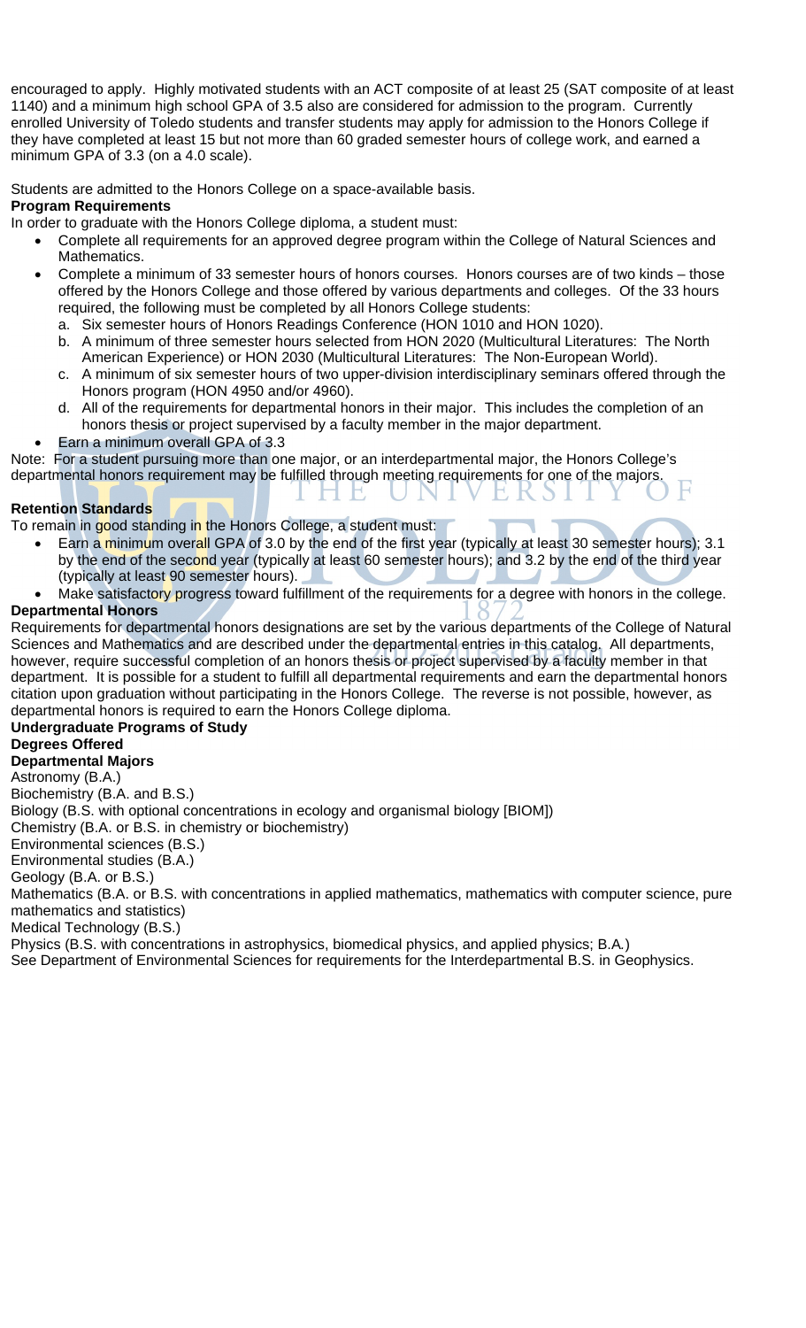encouraged to apply. Highly motivated students with an ACT composite of at least 25 (SAT composite of at least 1140) and a minimum high school GPA of 3.5 also are considered for admission to the program. Currently enrolled University of Toledo students and transfer students may apply for admission to the Honors College if they have completed at least 15 but not more than 60 graded semester hours of college work, and earned a minimum GPA of 3.3 (on a 4.0 scale).

Students are admitted to the Honors College on a space-available basis.

**Program Requirements**

In order to graduate with the Honors College diploma, a student must:

- Complete all requirements for an approved degree program within the College of Natural Sciences and Mathematics.
- Complete a minimum of 33 semester hours of honors courses. Honors courses are of two kinds – those offered by the Honors College and those offered by various departments and colleges. Of the 33 hours required, the following must be completed by all Honors College students:
  a. Six semester hours of Honors Readings Conference (HON 1010 and HON 1020).
  b. A minimum of three semester hours selected from HON 2020 (Multicultural Literatures: The North American Experience) or HON 2030 (Multicultural Literatures: The Non-European World).
  c. A minimum of six semester hours of two upper-division interdisciplinary seminars offered through the Honors program (HON 4950 and/or 4960).
  d. All of the requirements for departmental honors in their major. This includes the completion of an honors thesis or project supervised by a faculty member in the major department.
- Earn a minimum overall GPA of 3.3

Note: For a student pursuing more than one major, or an interdepartmental major, the Honors College's departmental honors requirement may be fulfilled through meeting requirements for one of the majors.

**Retention Standards**

To remain in good standing in the Honors College, a student must:

- Earn a minimum overall GPA of 3.0 by the end of the first year (typically at least 30 semester hours); 3.1 by the end of the second year (typically at least 60 semester hours); and 3.2 by the end of the third year (typically at least 90 semester hours).
- Make satisfactory progress toward fulfillment of the requirements for a degree with honors in the college.

**Departmental Honors**

Requirements for departmental honors designations are set by the various departments of the College of Natural Sciences and Mathematics and are described under the departmental entries in this catalog. All departments, however, require successful completion of an honors thesis or project supervised by a faculty member in that department. It is possible for a student to fulfill all departmental requirements and earn the departmental honors citation upon graduation without participating in the Honors College. The reverse is not possible, however, as departmental honors is required to earn the Honors College diploma.

**Undergraduate Programs of Study**

**Degrees Offered**

**Departmental Majors**

Astronomy (B.A.)
Biochemistry (B.A. and B.S.)
Biology (B.S. with optional concentrations in ecology and organismal biology [BIOM])
Chemistry (B.A. or B.S. in chemistry or biochemistry)
Environmental sciences (B.S.)
Environmental studies (B.A.)
Geology (B.A. or B.S.)
Mathematics (B.A. or B.S. with concentrations in applied mathematics, mathematics with computer science, pure mathematics and statistics)
Medical Technology (B.S.)
Physics (B.S. with concentrations in astrophysics, biomedical physics, and applied physics; B.A.)
See Department of Environmental Sciences for requirements for the Interdepartmental B.S. in Geophysics.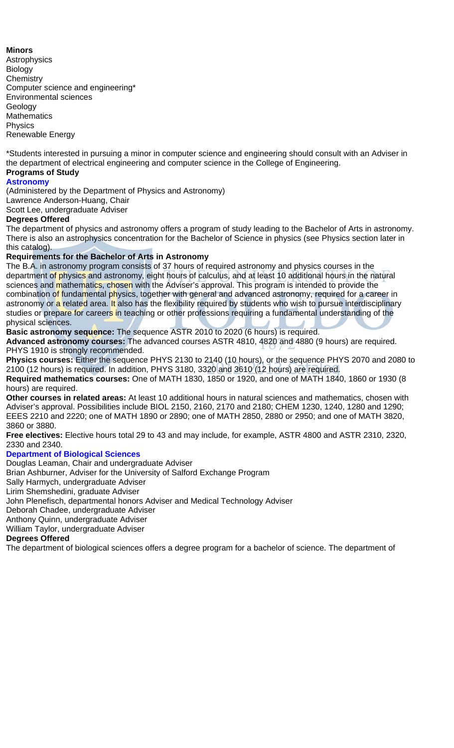**Minors**

Astrophysics
Biology
Chemistry
Computer science and engineering*
Environmental sciences
Geology
Mathematics
Physics
Renewable Energy

*Students interested in pursuing a minor in computer science and engineering should consult with an Adviser in the department of electrical engineering and computer science in the College of Engineering.

**Programs of Study**

**Astronomy**

(Administered by the Department of Physics and Astronomy)
Lawrence Anderson-Huang, Chair
Scott Lee, undergraduate Adviser

**Degrees Offered**

The department of physics and astronomy offers a program of study leading to the Bachelor of Arts in astronomy. There is also an astrophysics concentration for the Bachelor of Science in physics (see Physics section later in this catalog).

**Requirements for the Bachelor of Arts in Astronomy**

The B.A. in astronomy program consists of 37 hours of required astronomy and physics courses in the department of physics and astronomy, eight hours of calculus, and at least 10 additional hours in the natural sciences and mathematics, chosen with the Adviser's approval. This program is intended to provide the combination of fundamental physics, together with general and advanced astronomy, required for a career in astronomy or a related area. It also has the flexibility required by students who wish to pursue interdisciplinary studies or prepare for careers in teaching or other professions requiring a fundamental understanding of the physical sciences.

**Basic astronomy sequence:** The sequence ASTR 2010 to 2020 (6 hours) is required.

**Advanced astronomy courses:** The advanced courses ASTR 4810, 4820 and 4880 (9 hours) are required. PHYS 1910 is strongly recommended.

**Physics courses:** Either the sequence PHYS 2130 to 2140 (10 hours), or the sequence PHYS 2070 and 2080 to 2100 (12 hours) is required. In addition, PHYS 3180, 3320 and 3610 (12 hours) are required.

**Required mathematics courses:** One of MATH 1830, 1850 or 1920, and one of MATH 1840, 1860 or 1930 (8 hours) are required.

**Other courses in related areas:** At least 10 additional hours in natural sciences and mathematics, chosen with Adviser's approval. Possibilities include BIOL 2150, 2160, 2170 and 2180; CHEM 1230, 1240, 1280 and 1290; EEES 2210 and 2220; one of MATH 1890 or 2890; one of MATH 2850, 2880 or 2950; and one of MATH 3820, 3860 or 3880.

**Free electives:** Elective hours total 29 to 43 and may include, for example, ASTR 4800 and ASTR 2310, 2320, 2330 and 2340.

**Department of Biological Sciences**

Douglas Leaman, Chair and undergraduate Adviser
Brian Ashburner, Adviser for the University of Salford Exchange Program
Sally Harmych, undergraduate Adviser
Lirim Shemshedini, graduate Adviser
John Plenefisch, departmental honors Adviser and Medical Technology Adviser
Deborah Chadee, undergraduate Adviser
Anthony Quinn, undergraduate Adviser
William Taylor, undergraduate Adviser

**Degrees Offered**

The department of biological sciences offers a degree program for a bachelor of science. The department of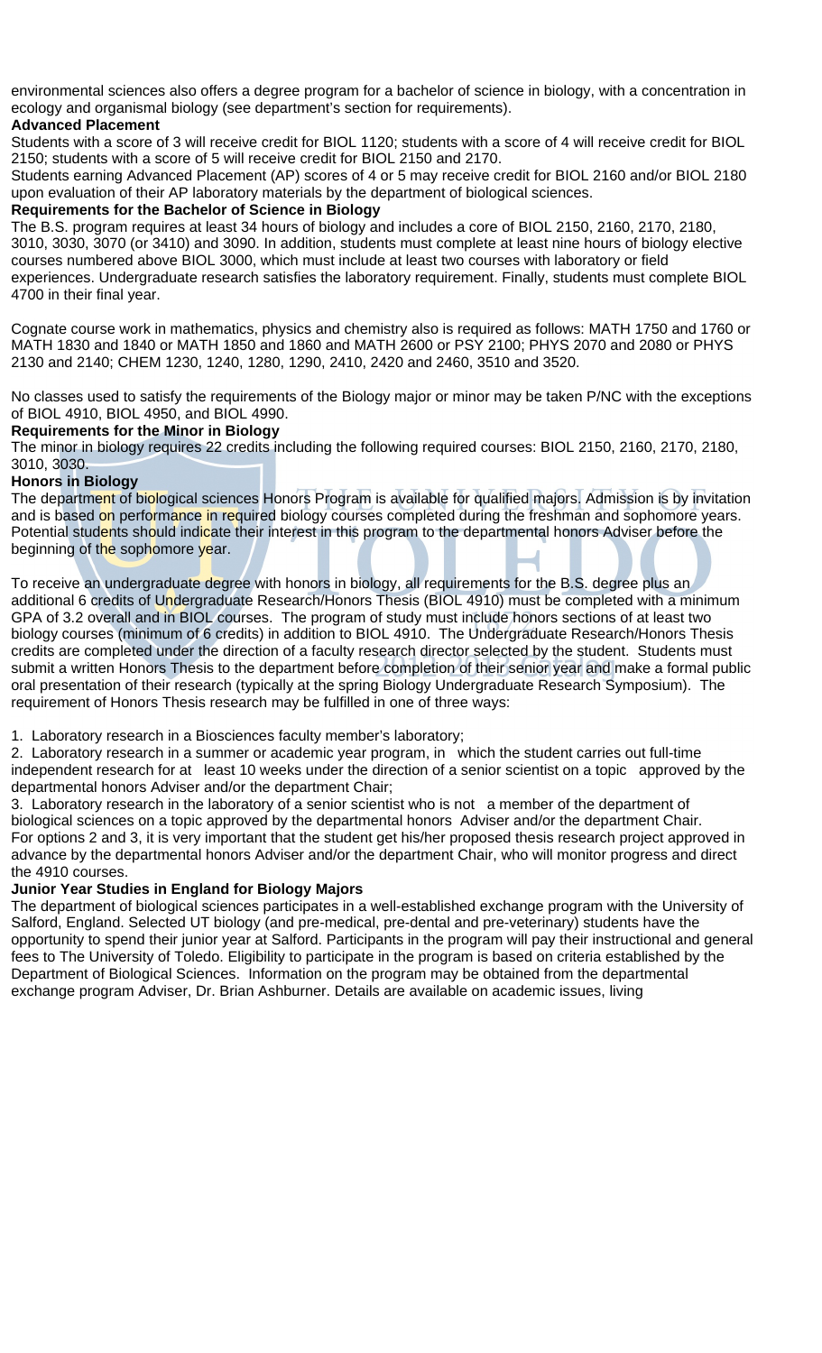environmental sciences also offers a degree program for a bachelor of science in biology, with a concentration in ecology and organismal biology (see department's section for requirements).

**Advanced Placement**

Students with a score of 3 will receive credit for BIOL 1120; students with a score of 4 will receive credit for BIOL 2150; students with a score of 5 will receive credit for BIOL 2150 and 2170.

Students earning Advanced Placement (AP) scores of 4 or 5 may receive credit for BIOL 2160 and/or BIOL 2180 upon evaluation of their AP laboratory materials by the department of biological sciences.

**Requirements for the Bachelor of Science in Biology**

The B.S. program requires at least 34 hours of biology and includes a core of BIOL 2150, 2160, 2170, 2180, 3010, 3030, 3070 (or 3410) and 3090. In addition, students must complete at least nine hours of biology elective courses numbered above BIOL 3000, which must include at least two courses with laboratory or field experiences. Undergraduate research satisfies the laboratory requirement. Finally, students must complete BIOL 4700 in their final year.

Cognate course work in mathematics, physics and chemistry also is required as follows: MATH 1750 and 1760 or MATH 1830 and 1840 or MATH 1850 and 1860 and MATH 2600 or PSY 2100; PHYS 2070 and 2080 or PHYS 2130 and 2140; CHEM 1230, 1240, 1280, 1290, 2410, 2420 and 2460, 3510 and 3520.

No classes used to satisfy the requirements of the Biology major or minor may be taken P/NC with the exceptions of BIOL 4910, BIOL 4950, and BIOL 4990.

**Requirements for the Minor in Biology**

The minor in biology requires 22 credits including the following required courses: BIOL 2150, 2160, 2170, 2180, 3010, 3030.

**Honors in Biology**

The department of biological sciences Honors Program is available for qualified majors. Admission is by invitation and is based on performance in required biology courses completed during the freshman and sophomore years. Potential students should indicate their interest in this program to the departmental honors Adviser before the beginning of the sophomore year.

To receive an undergraduate degree with honors in biology, all requirements for the B.S. degree plus an additional 6 credits of Undergraduate Research/Honors Thesis (BIOL 4910) must be completed with a minimum GPA of 3.2 overall and in BIOL courses. The program of study must include honors sections of at least two biology courses (minimum of 6 credits) in addition to BIOL 4910. The Undergraduate Research/Honors Thesis credits are completed under the direction of a faculty research director selected by the student. Students must submit a written Honors Thesis to the department before completion of their senior year and make a formal public oral presentation of their research (typically at the spring Biology Undergraduate Research Symposium). The requirement of Honors Thesis research may be fulfilled in one of three ways:

1. Laboratory research in a Biosciences faculty member's laboratory;
2. Laboratory research in a summer or academic year program, in which the student carries out full-time independent research for at least 10 weeks under the direction of a senior scientist on a topic approved by the departmental honors Adviser and/or the department Chair;
3. Laboratory research in the laboratory of a senior scientist who is not a member of the department of biological sciences on a topic approved by the departmental honors Adviser and/or the department Chair.

For options 2 and 3, it is very important that the student get his/her proposed thesis research project approved in advance by the departmental honors Adviser and/or the department Chair, who will monitor progress and direct the 4910 courses.

**Junior Year Studies in England for Biology Majors**

The department of biological sciences participates in a well-established exchange program with the University of Salford, England. Selected UT biology (and pre-medical, pre-dental and pre-veterinary) students have the opportunity to spend their junior year at Salford. Participants in the program will pay their instructional and general fees to The University of Toledo. Eligibility to participate in the program is based on criteria established by the Department of Biological Sciences. Information on the program may be obtained from the departmental exchange program Adviser, Dr. Brian Ashburner. Details are available on academic issues, living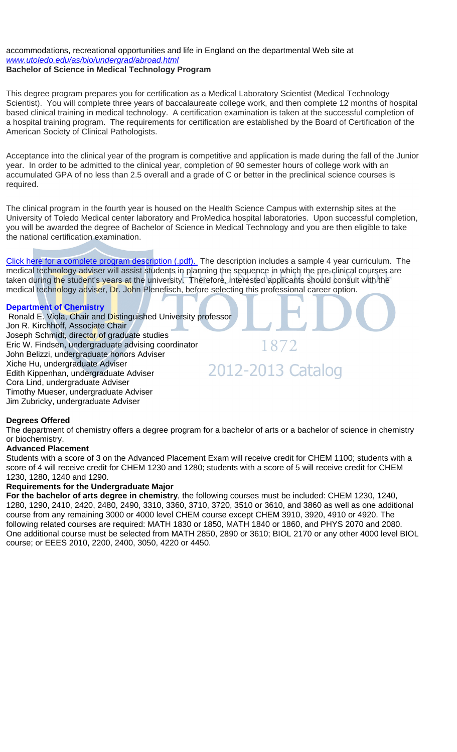accommodations, recreational opportunities and life in England on the departmental Web site at *www.utoledo.edu/as/bio/undergrad/abroad.html*

**Bachelor of Science in Medical Technology Program**

This degree program prepares you for certification as a Medical Laboratory Scientist (Medical Technology Scientist). You will complete three years of baccalaureate college work, and then complete 12 months of hospital based clinical training in medical technology. A certification examination is taken at the successful completion of a hospital training program. The requirements for certification are established by the Board of Certification of the American Society of Clinical Pathologists.

Acceptance into the clinical year of the program is competitive and application is made during the fall of the Junior year. In order to be admitted to the clinical year, completion of 90 semester hours of college work with an accumulated GPA of no less than 2.5 overall and a grade of C or better in the preclinical science courses is required.

The clinical program in the fourth year is housed on the Health Science Campus with externship sites at the University of Toledo Medical center laboratory and ProMedica hospital laboratories. Upon successful completion, you will be awarded the degree of Bachelor of Science in Medical Technology and you are then eligible to take the national certification examination.

Click here for a complete program description (.pdf). The description includes a sample 4 year curriculum. The medical technology adviser will assist students in planning the sequence in which the pre-clinical courses are taken during the student's years at the university. Therefore, interested applicants should consult with the medical technology adviser, Dr. John Plenefisch, before selecting this professional career option.

**Department of Chemistry**

Ronald E. Viola, Chair and Distinguished University professor
Jon R. Kirchhoff, Associate Chair
Joseph Schmidt, director of graduate studies
Eric W. Findsen, undergraduate advising coordinator
John Belizzi, undergraduate honors Adviser
Xiche Hu, undergraduate Adviser
Edith Kippenhan, undergraduate Adviser
Cora Lind, undergraduate Adviser
Timothy Mueser, undergraduate Adviser
Jim Zubricky, undergraduate Adviser

**Degrees Offered**

The department of chemistry offers a degree program for a bachelor of arts or a bachelor of science in chemistry or biochemistry.

**Advanced Placement**

Students with a score of 3 on the Advanced Placement Exam will receive credit for CHEM 1100; students with a score of 4 will receive credit for CHEM 1230 and 1280; students with a score of 5 will receive credit for CHEM 1230, 1280, 1240 and 1290.

**Requirements for the Undergraduate Major**

**For the bachelor of arts degree in chemistry**, the following courses must be included: CHEM 1230, 1240, 1280, 1290, 2410, 2420, 2480, 2490, 3310, 3360, 3710, 3720, 3510 or 3610, and 3860 as well as one additional course from any remaining 3000 or 4000 level CHEM course except CHEM 3910, 3920, 4910 or 4920. The following related courses are required: MATH 1830 or 1850, MATH 1840 or 1860, and PHYS 2070 and 2080. One additional course must be selected from MATH 2850, 2890 or 3610; BIOL 2170 or any other 4000 level BIOL course; or EEES 2010, 2200, 2400, 3050, 4220 or 4450.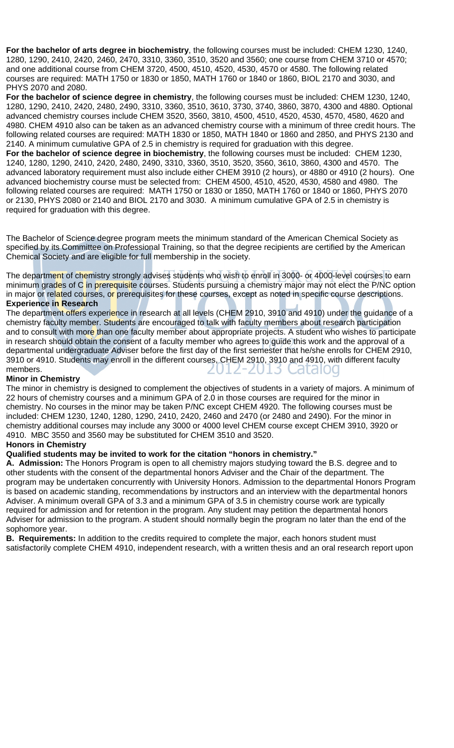**For the bachelor of arts degree in biochemistry**, the following courses must be included: CHEM 1230, 1240, 1280, 1290, 2410, 2420, 2460, 2470, 3310, 3360, 3510, 3520 and 3560; one course from CHEM 3710 or 4570; and one additional course from CHEM 3720, 4500, 4510, 4520, 4530, 4570 or 4580. The following related courses are required: MATH 1750 or 1830 or 1850, MATH 1760 or 1840 or 1860, BIOL 2170 and 3030, and PHYS 2070 and 2080.

**For the bachelor of science degree in chemistry**, the following courses must be included: CHEM 1230, 1240, 1280, 1290, 2410, 2420, 2480, 2490, 3310, 3360, 3510, 3610, 3730, 3740, 3860, 3870, 4300 and 4880. Optional advanced chemistry courses include CHEM 3520, 3560, 3810, 4500, 4510, 4520, 4530, 4570, 4580, 4620 and 4980. CHEM 4910 also can be taken as an advanced chemistry course with a minimum of three credit hours. The following related courses are required: MATH 1830 or 1850, MATH 1840 or 1860 and 2850, and PHYS 2130 and 2140. A minimum cumulative GPA of 2.5 in chemistry is required for graduation with this degree.

**For the bachelor of science degree in biochemistry**, the following courses must be included: CHEM 1230, 1240, 1280, 1290, 2410, 2420, 2480, 2490, 3310, 3360, 3510, 3520, 3560, 3610, 3860, 4300 and 4570. The advanced laboratory requirement must also include either CHEM 3910 (2 hours), or 4880 or 4910 (2 hours). One advanced biochemistry course must be selected from: CHEM 4500, 4510, 4520, 4530, 4580 and 4980. The following related courses are required: MATH 1750 or 1830 or 1850, MATH 1760 or 1840 or 1860, PHYS 2070 or 2130, PHYS 2080 or 2140 and BIOL 2170 and 3030. A minimum cumulative GPA of 2.5 in chemistry is required for graduation with this degree.

The Bachelor of Science degree program meets the minimum standard of the American Chemical Society as specified by its Committee on Professional Training, so that the degree recipients are certified by the American Chemical Society and are eligible for full membership in the society.

The department of chemistry strongly advises students who wish to enroll in 3000- or 4000-level courses to earn minimum grades of C in prerequisite courses. Students pursuing a chemistry major may not elect the P/NC option in major or related courses, or prerequisites for these courses, except as noted in specific course descriptions.

**Experience in Research**

The department offers experience in research at all levels (CHEM 2910, 3910 and 4910) under the guidance of a chemistry faculty member. Students are encouraged to talk with faculty members about research participation and to consult with more than one faculty member about appropriate projects. A student who wishes to participate in research should obtain the consent of a faculty member who agrees to guide this work and the approval of a departmental undergraduate Adviser before the first day of the first semester that he/she enrolls for CHEM 2910, 3910 or 4910. Students may enroll in the different courses, CHEM 2910, 3910 and 4910, with different faculty members.

**Minor in Chemistry**

The minor in chemistry is designed to complement the objectives of students in a variety of majors. A minimum of 22 hours of chemistry courses and a minimum GPA of 2.0 in those courses are required for the minor in chemistry. No courses in the minor may be taken P/NC except CHEM 4920. The following courses must be included: CHEM 1230, 1240, 1280, 1290, 2410, 2420, 2460 and 2470 (or 2480 and 2490). For the minor in chemistry additional courses may include any 3000 or 4000 level CHEM course except CHEM 3910, 3920 or 4910. MBC 3550 and 3560 may be substituted for CHEM 3510 and 3520.

**Honors in Chemistry**

**Qualified students may be invited to work for the citation "honors in chemistry."**

**A. Admission:** The Honors Program is open to all chemistry majors studying toward the B.S. degree and to other students with the consent of the departmental honors Adviser and the Chair of the department. The program may be undertaken concurrently with University Honors. Admission to the departmental Honors Program is based on academic standing, recommendations by instructors and an interview with the departmental honors Adviser. A minimum overall GPA of 3.3 and a minimum GPA of 3.5 in chemistry course work are typically required for admission and for retention in the program. Any student may petition the departmental honors Adviser for admission to the program. A student should normally begin the program no later than the end of the sophomore year.

**B. Requirements:** In addition to the credits required to complete the major, each honors student must satisfactorily complete CHEM 4910, independent research, with a written thesis and an oral research report upon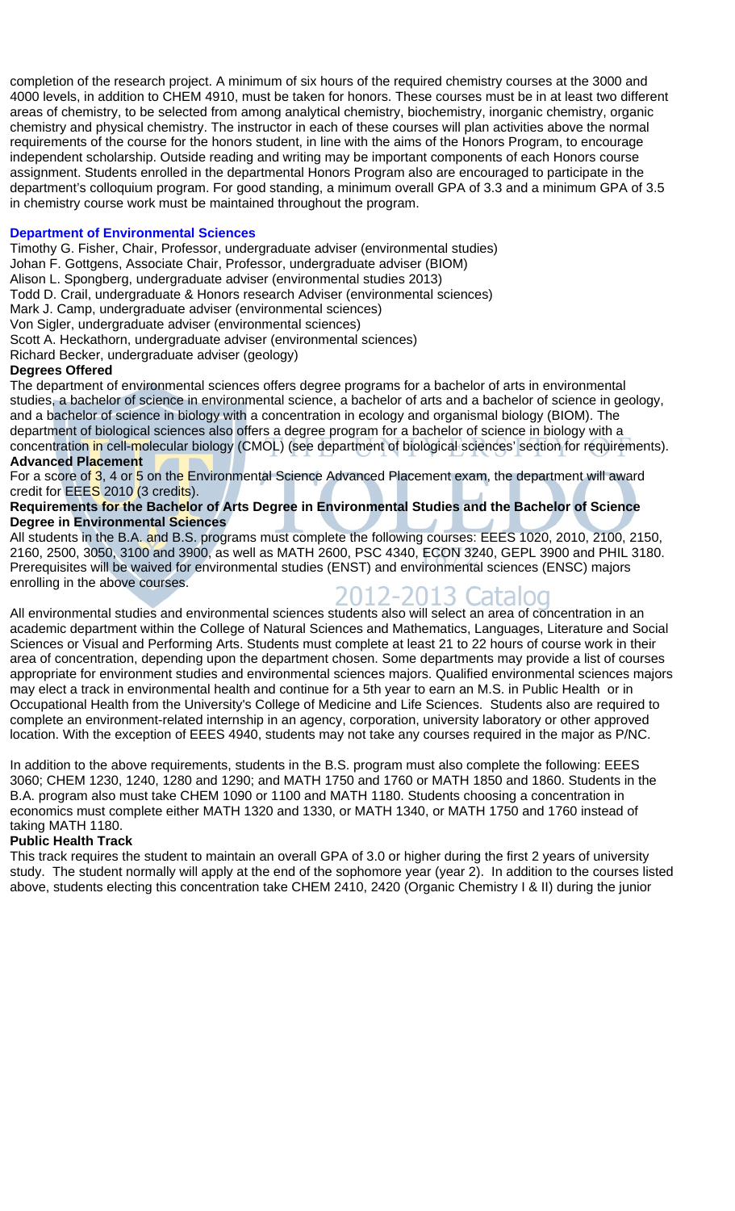completion of the research project. A minimum of six hours of the required chemistry courses at the 3000 and 4000 levels, in addition to CHEM 4910, must be taken for honors. These courses must be in at least two different areas of chemistry, to be selected from among analytical chemistry, biochemistry, inorganic chemistry, organic chemistry and physical chemistry. The instructor in each of these courses will plan activities above the normal requirements of the course for the honors student, in line with the aims of the Honors Program, to encourage independent scholarship. Outside reading and writing may be important components of each Honors course assignment. Students enrolled in the departmental Honors Program also are encouraged to participate in the department's colloquium program. For good standing, a minimum overall GPA of 3.3 and a minimum GPA of 3.5 in chemistry course work must be maintained throughout the program.

## Department of Environmental Sciences

Timothy G. Fisher, Chair, Professor, undergraduate adviser (environmental studies)
Johan F. Gottgens, Associate Chair, Professor, undergraduate adviser (BIOM)
Alison L. Spongberg, undergraduate adviser (environmental studies 2013)
Todd D. Crail, undergraduate & Honors research Adviser (environmental sciences)
Mark J. Camp, undergraduate adviser (environmental sciences)
Von Sigler, undergraduate adviser (environmental sciences)
Scott A. Heckathorn, undergraduate adviser (environmental sciences)
Richard Becker, undergraduate adviser (geology)

### Degrees Offered

The department of environmental sciences offers degree programs for a bachelor of arts in environmental studies, a bachelor of science in environmental science, a bachelor of arts and a bachelor of science in geology, and a bachelor of science in biology with a concentration in ecology and organismal biology (BIOM). The department of biological sciences also offers a degree program for a bachelor of science in biology with a concentration in cell-molecular biology (CMOL) (see department of biological sciences' section for requirements).

### Advanced Placement

For a score of 3, 4 or 5 on the Environmental Science Advanced Placement exam, the department will award credit for EEES 2010 (3 credits).

### Requirements for the Bachelor of Arts Degree in Environmental Studies and the Bachelor of Science Degree in Environmental Sciences

All students in the B.A. and B.S. programs must complete the following courses: EEES 1020, 2010, 2100, 2150, 2160, 2500, 3050, 3100 and 3900, as well as MATH 2600, PSC 4340, ECON 3240, GEPL 3900 and PHIL 3180. Prerequisites will be waived for environmental studies (ENST) and environmental sciences (ENSC) majors enrolling in the above courses.

All environmental studies and environmental sciences students also will select an area of concentration in an academic department within the College of Natural Sciences and Mathematics, Languages, Literature and Social Sciences or Visual and Performing Arts. Students must complete at least 21 to 22 hours of course work in their area of concentration, depending upon the department chosen. Some departments may provide a list of courses appropriate for environment studies and environmental sciences majors. Qualified environmental sciences majors may elect a track in environmental health and continue for a 5th year to earn an M.S. in Public Health or in Occupational Health from the University's College of Medicine and Life Sciences. Students also are required to complete an environment-related internship in an agency, corporation, university laboratory or other approved location. With the exception of EEES 4940, students may not take any courses required in the major as P/NC.

In addition to the above requirements, students in the B.S. program must also complete the following: EEES 3060; CHEM 1230, 1240, 1280 and 1290; and MATH 1750 and 1760 or MATH 1850 and 1860. Students in the B.A. program also must take CHEM 1090 or 1100 and MATH 1180. Students choosing a concentration in economics must complete either MATH 1320 and 1330, or MATH 1340, or MATH 1750 and 1760 instead of taking MATH 1180.

### Public Health Track

This track requires the student to maintain an overall GPA of 3.0 or higher during the first 2 years of university study. The student normally will apply at the end of the sophomore year (year 2). In addition to the courses listed above, students electing this concentration take CHEM 2410, 2420 (Organic Chemistry I & II) during the junior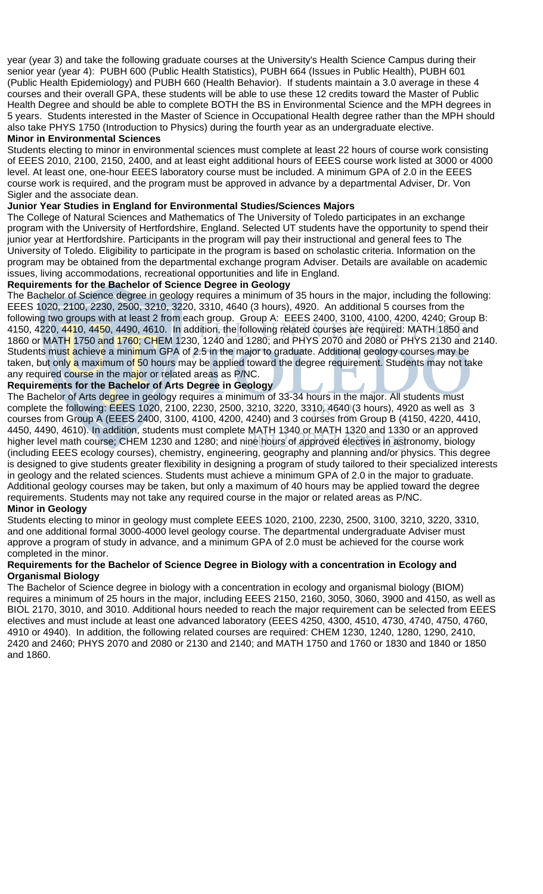year (year 3) and take the following graduate courses at the University's Health Science Campus during their senior year (year 4): PUBH 600 (Public Health Statistics), PUBH 664 (Issues in Public Health), PUBH 601 (Public Health Epidemiology) and PUBH 660 (Health Behavior). If students maintain a 3.0 average in these 4 courses and their overall GPA, these students will be able to use these 12 credits toward the Master of Public Health Degree and should be able to complete BOTH the BS in Environmental Science and the MPH degrees in 5 years. Students interested in the Master of Science in Occupational Health degree rather than the MPH should also take PHYS 1750 (Introduction to Physics) during the fourth year as an undergraduate elective.

**Minor in Environmental Sciences**

Students electing to minor in environmental sciences must complete at least 22 hours of course work consisting of EEES 2010, 2100, 2150, 2400, and at least eight additional hours of EEES course work listed at 3000 or 4000 level. At least one, one-hour EEES laboratory course must be included. A minimum GPA of 2.0 in the EEES course work is required, and the program must be approved in advance by a departmental Adviser, Dr. Von Sigler and the associate dean.

**Junior Year Studies in England for Environmental Studies/Sciences Majors**

The College of Natural Sciences and Mathematics of The University of Toledo participates in an exchange program with the University of Hertfordshire, England. Selected UT students have the opportunity to spend their junior year at Hertfordshire. Participants in the program will pay their instructional and general fees to The University of Toledo. Eligibility to participate in the program is based on scholastic criteria. Information on the program may be obtained from the departmental exchange program Adviser. Details are available on academic issues, living accommodations, recreational opportunities and life in England.

**Requirements for the Bachelor of Science Degree in Geology**

The Bachelor of Science degree in geology requires a minimum of 35 hours in the major, including the following: EEES 1020, 2100, 2230, 2500, 3210, 3220, 3310, 4640 (3 hours), 4920. An additional 5 courses from the following two groups with at least 2 from each group. Group A: EEES 2400, 3100, 4100, 4200, 4240; Group B: 4150, 4220, 4410, 4450, 4490, 4610. In addition, the following related courses are required: MATH 1850 and 1860 or MATH 1750 and 1760; CHEM 1230, 1240 and 1280; and PHYS 2070 and 2080 or PHYS 2130 and 2140. Students must achieve a minimum GPA of 2.5 in the major to graduate. Additional geology courses may be taken, but only a maximum of 50 hours may be applied toward the degree requirement. Students may not take any required course in the major or related areas as P/NC.

**Requirements for the Bachelor of Arts Degree in Geology**

The Bachelor of Arts degree in geology requires a minimum of 33-34 hours in the major. All students must complete the following: EEES 1020, 2100, 2230, 2500, 3210, 3220, 3310, 4640 (3 hours), 4920 as well as 3 courses from Group A (EEES 2400, 3100, 4100, 4200, 4240) and 3 courses from Group B (4150, 4220, 4410, 4450, 4490, 4610). In addition, students must complete MATH 1340 or MATH 1320 and 1330 or an approved higher level math course; CHEM 1230 and 1280; and nine hours of approved electives in astronomy, biology (including EEES ecology courses), chemistry, engineering, geography and planning and/or physics. This degree is designed to give students greater flexibility in designing a program of study tailored to their specialized interests in geology and the related sciences. Students must achieve a minimum GPA of 2.0 in the major to graduate. Additional geology courses may be taken, but only a maximum of 40 hours may be applied toward the degree requirements. Students may not take any required course in the major or related areas as P/NC.

**Minor in Geology**

Students electing to minor in geology must complete EEES 1020, 2100, 2230, 2500, 3100, 3210, 3220, 3310, and one additional formal 3000-4000 level geology course. The departmental undergraduate Adviser must approve a program of study in advance, and a minimum GPA of 2.0 must be achieved for the course work completed in the minor.

**Requirements for the Bachelor of Science Degree in Biology with a concentration in Ecology and Organismal Biology**

The Bachelor of Science degree in biology with a concentration in ecology and organismal biology (BIOM) requires a minimum of 25 hours in the major, including EEES 2150, 2160, 3050, 3060, 3900 and 4150, as well as BIOL 2170, 3010, and 3010. Additional hours needed to reach the major requirement can be selected from EEES electives and must include at least one advanced laboratory (EEES 4250, 4300, 4510, 4730, 4740, 4750, 4760, 4910 or 4940). In addition, the following related courses are required: CHEM 1230, 1240, 1280, 1290, 2410, 2420 and 2460; PHYS 2070 and 2080 or 2130 and 2140; and MATH 1750 and 1760 or 1830 and 1840 or 1850 and 1860.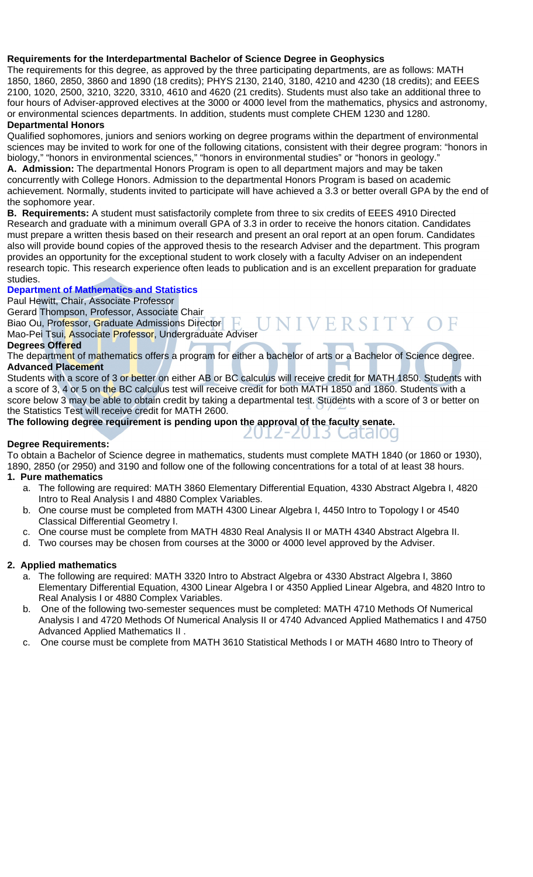**Requirements for the Interdepartmental Bachelor of Science Degree in Geophysics**

The requirements for this degree, as approved by the three participating departments, are as follows: MATH 1850, 1860, 2850, 3860 and 1890 (18 credits); PHYS 2130, 2140, 3180, 4210 and 4230 (18 credits); and EEES 2100, 1020, 2500, 3210, 3220, 3310, 4610 and 4620 (21 credits). Students must also take an additional three to four hours of Adviser-approved electives at the 3000 or 4000 level from the mathematics, physics and astronomy, or environmental sciences departments. In addition, students must complete CHEM 1230 and 1280.

**Departmental Honors**

Qualified sophomores, juniors and seniors working on degree programs within the department of environmental sciences may be invited to work for one of the following citations, consistent with their degree program: "honors in biology," "honors in environmental sciences," "honors in environmental studies" or "honors in geology."

**A. Admission:** The departmental Honors Program is open to all department majors and may be taken concurrently with College Honors. Admission to the departmental Honors Program is based on academic achievement. Normally, students invited to participate will have achieved a 3.3 or better overall GPA by the end of the sophomore year.

**B. Requirements:** A student must satisfactorily complete from three to six credits of EEES 4910 Directed Research and graduate with a minimum overall GPA of 3.3 in order to receive the honors citation. Candidates must prepare a written thesis based on their research and present an oral report at an open forum. Candidates also will provide bound copies of the approved thesis to the research Adviser and the department. This program provides an opportunity for the exceptional student to work closely with a faculty Adviser on an independent research topic. This research experience often leads to publication and is an excellent preparation for graduate studies.

## Department of Mathematics and Statistics

Paul Hewitt, Chair, Associate Professor
Gerard Thompson, Professor, Associate Chair
Biao Ou, Professor, Graduate Admissions Director
Mao-Pei Tsui, Associate Professor, Undergraduate Adviser

**Degrees Offered**

The department of mathematics offers a program for either a bachelor of arts or a Bachelor of Science degree.

**Advanced Placement**

Students with a score of 3 or better on either AB or BC calculus will receive credit for MATH 1850. Students with a score of 3, 4 or 5 on the BC calculus test will receive credit for both MATH 1850 and 1860. Students with a score below 3 may be able to obtain credit by taking a departmental test. Students with a score of 3 or better on the Statistics Test will receive credit for MATH 2600.

**The following degree requirement is pending upon the approval of the faculty senate.**

**Degree Requirements:**

To obtain a Bachelor of Science degree in mathematics, students must complete MATH 1840 (or 1860 or 1930), 1890, 2850 (or 2950) and 3190 and follow one of the following concentrations for a total of at least 38 hours.

**1. Pure mathematics**

a. The following are required: MATH 3860 Elementary Differential Equation, 4330 Abstract Algebra I, 4820 Intro to Real Analysis I and 4880 Complex Variables.
b. One course must be completed from MATH 4300 Linear Algebra I, 4450 Intro to Topology I or 4540 Classical Differential Geometry I.
c. One course must be complete from MATH 4830 Real Analysis II or MATH 4340 Abstract Algebra II.
d. Two courses may be chosen from courses at the 3000 or 4000 level approved by the Adviser.

**2. Applied mathematics**

a. The following are required: MATH 3320 Intro to Abstract Algebra or 4330 Abstract Algebra I, 3860 Elementary Differential Equation, 4300 Linear Algebra I or 4350 Applied Linear Algebra, and 4820 Intro to Real Analysis I or 4880 Complex Variables.
b. One of the following two-semester sequences must be completed: MATH 4710 Methods Of Numerical Analysis I and 4720 Methods Of Numerical Analysis II or 4740 Advanced Applied Mathematics I and 4750 Advanced Applied Mathematics II .
c. One course must be complete from MATH 3610 Statistical Methods I or MATH 4680 Intro to Theory of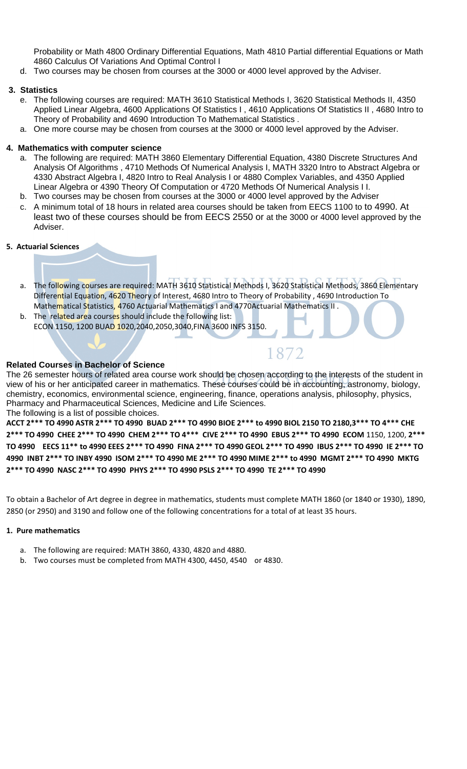Probability or Math 4800 Ordinary Differential Equations, Math 4810 Partial differential Equations or Math 4860 Calculus Of Variations And Optimal Control I

d. Two courses may be chosen from courses at the 3000 or 4000 level approved by the Adviser.

**3. Statistics**

e. The following courses are required: MATH 3610 Statistical Methods I, 3620 Statistical Methods II, 4350 Applied Linear Algebra, 4600 Applications Of Statistics I , 4610 Applications Of Statistics II , 4680 Intro to Theory of Probability and 4690 Introduction To Mathematical Statistics .

a. One more course may be chosen from courses at the 3000 or 4000 level approved by the Adviser.

**4. Mathematics with computer science**

a. The following are required: MATH 3860 Elementary Differential Equation, 4380 Discrete Structures And Analysis Of Algorithms , 4710 Methods Of Numerical Analysis I, MATH 3320 Intro to Abstract Algebra or 4330 Abstract Algebra I, 4820 Intro to Real Analysis I or 4880 Complex Variables, and 4350 Applied Linear Algebra or 4390 Theory Of Computation or 4720 Methods Of Numerical Analysis I I.

b. Two courses may be chosen from courses at the 3000 or 4000 level approved by the Adviser

c. A minimum total of 18 hours in related area courses should be taken from EECS 1100 to to 4990. At least two of these courses should be from EECS 2550 or at the 3000 or 4000 level approved by the Adviser.

**5. Actuarial Sciences**

a. The following courses are required: MATH 3610 Statistical Methods I, 3620 Statistical Methods, 3860 Elementary Differential Equation, 4620 Theory of Interest, 4680 Intro to Theory of Probability , 4690 Introduction To Mathematical Statistics, 4760 Actuarial Mathematics I and 4770Actuarial Mathematics II .

b. The related area courses should include the following list:
ECON 1150, 1200 BUAD 1020,2040,2050,3040,FINA 3600 INFS 3150.

**Related Courses in Bachelor of Science**

The 26 semester hours of related area course work should be chosen according to the interests of the student in view of his or her anticipated career in mathematics. These courses could be in accounting, astronomy, biology, chemistry, economics, environmental science, engineering, finance, operations analysis, philosophy, physics, Pharmacy and Pharmaceutical Sciences, Medicine and Life Sciences.

The following is a list of possible choices.

**ACCT 2*** TO 4990 ASTR 2*** TO 4990 BUAD 2*** TO 4990 BIOE 2*** to 4990 BIOL 2150 TO 2180,3*** TO 4*** CHE 2*** TO 4990 CHEE 2*** TO 4990 CHEM 2*** TO 4*** CIVE 2*** TO 4990 EBUS 2*** TO 4990 ECOM** 1150, 1200, **2*** TO 4990 EECS 11** to 4990 EEES 2*** TO 4990 FINA 2*** TO 4990 GEOL 2*** TO 4990 IBUS 2*** TO 4990 IE 2*** TO 4990 INBT 2*** TO INBY 4990 ISOM 2*** TO 4990 ME 2*** TO 4990 MIME 2*** to 4990 MGMT 2*** TO 4990 MKTG 2*** TO 4990 NASC 2*** TO 4990 PHYS 2*** TO 4990 PSLS 2*** TO 4990 TE 2*** TO 4990**

To obtain a Bachelor of Art degree in degree in mathematics, students must complete MATH 1860 (or 1840 or 1930), 1890, 2850 (or 2950) and 3190 and follow one of the following concentrations for a total of at least 35 hours.

**1. Pure mathematics**

a. The following are required: MATH 3860, 4330, 4820 and 4880.

b. Two courses must be completed from MATH 4300, 4450, 4540 or 4830.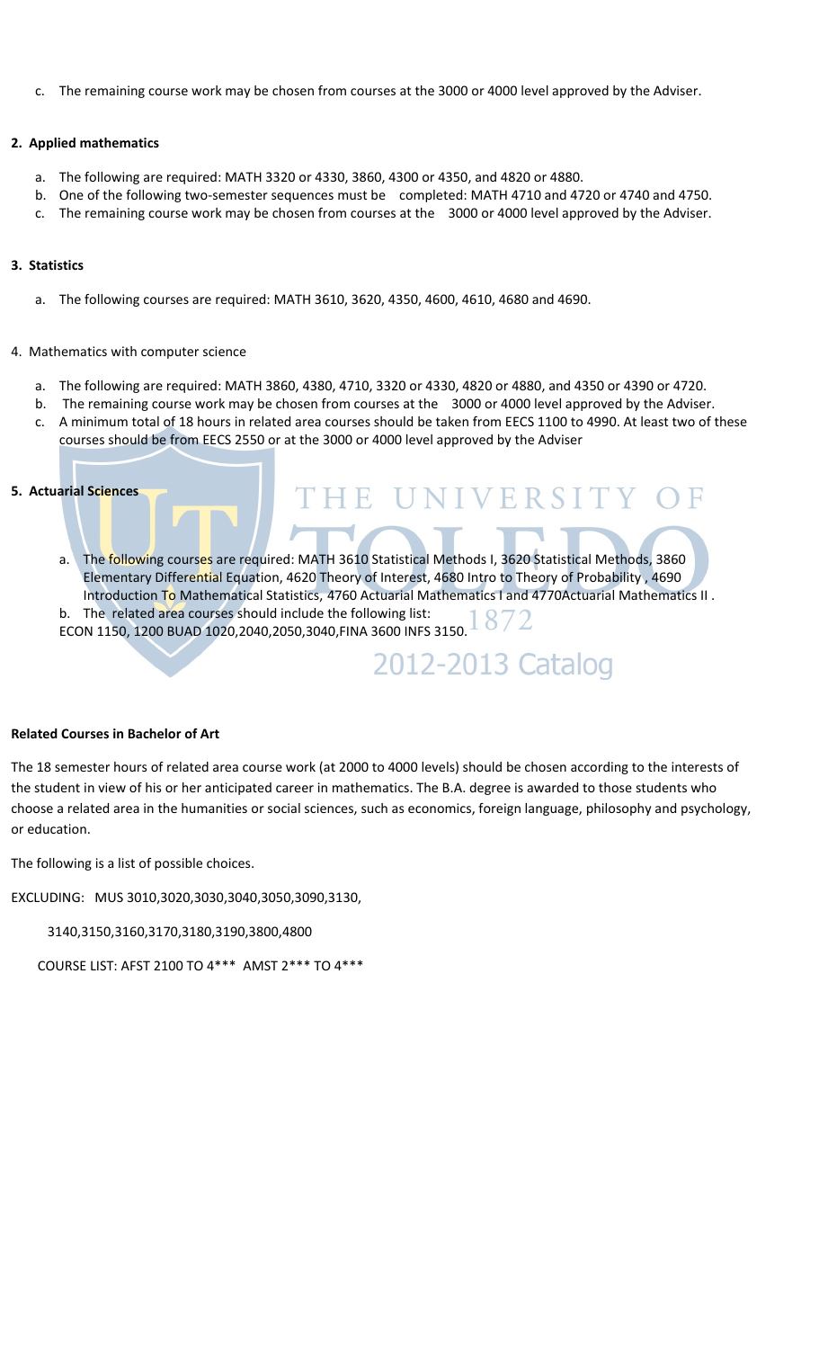c. The remaining course work may be chosen from courses at the 3000 or 4000 level approved by the Adviser.

**2. Applied mathematics**

a. The following are required: MATH 3320 or 4330, 3860, 4300 or 4350, and 4820 or 4880.
b. One of the following two-semester sequences must be completed: MATH 4710 and 4720 or 4740 and 4750.
c. The remaining course work may be chosen from courses at the 3000 or 4000 level approved by the Adviser.

**3. Statistics**

a. The following courses are required: MATH 3610, 3620, 4350, 4600, 4610, 4680 and 4690.

4. Mathematics with computer science

a. The following are required: MATH 3860, 4380, 4710, 3320 or 4330, 4820 or 4880, and 4350 or 4390 or 4720.
b. The remaining course work may be chosen from courses at the 3000 or 4000 level approved by the Adviser.
c. A minimum total of 18 hours in related area courses should be taken from EECS 1100 to 4990. At least two of these courses should be from EECS 2550 or at the 3000 or 4000 level approved by the Adviser

**5. Actuarial Sciences**

a. The following courses are required: MATH 3610 Statistical Methods I, 3620 Statistical Methods, 3860 Elementary Differential Equation, 4620 Theory of Interest, 4680 Intro to Theory of Probability , 4690 Introduction To Mathematical Statistics, 4760 Actuarial Mathematics I and 4770Actuarial Mathematics II .
b. The related area courses should include the following list:
ECON 1150, 1200 BUAD 1020,2040,2050,3040,FINA 3600 INFS 3150.

**Related Courses in Bachelor of Art**

The 18 semester hours of related area course work (at 2000 to 4000 levels) should be chosen according to the interests of the student in view of his or her anticipated career in mathematics. The B.A. degree is awarded to those students who choose a related area in the humanities or social sciences, such as economics, foreign language, philosophy and psychology, or education.

The following is a list of possible choices.

EXCLUDING: MUS 3010,3020,3030,3040,3050,3090,3130,

3140,3150,3160,3170,3180,3190,3800,4800

COURSE LIST: AFST 2100 TO 4*** AMST 2*** TO 4***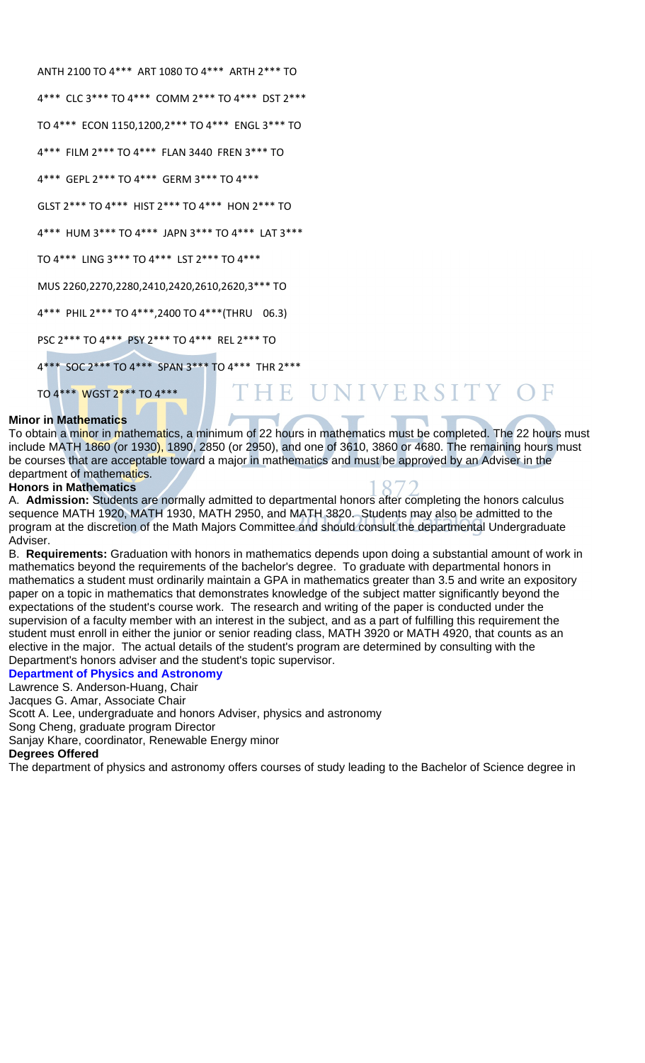ANTH 2100 TO 4***  ART 1080 TO 4***  ARTH 2*** TO

4***  CLC 3*** TO 4***  COMM 2*** TO 4***  DST 2***

TO 4***  ECON 1150,1200,2*** TO 4***  ENGL 3*** TO

4***  FILM 2*** TO 4***  FLAN 3440  FREN 3*** TO

4***  GEPL 2*** TO 4***  GERM 3*** TO 4***

GLST 2*** TO 4***  HIST 2*** TO 4***  HON 2*** TO

4***  HUM 3*** TO 4***  JAPN 3*** TO 4***  LAT 3***

TO 4***  LING 3*** TO 4***  LST 2*** TO 4***

MUS 2260,2270,2280,2410,2420,2610,2620,3*** TO

4***  PHIL 2*** TO 4***,2400 TO 4***(THRU   06.3)

PSC 2*** TO 4***  PSY 2*** TO 4***  REL 2*** TO

4***  SOC 2*** TO 4***  SPAN 3*** TO 4***  THR 2***

TO 4***  WGST 2*** TO 4***

**Minor in Mathematics**

To obtain a minor in mathematics, a minimum of 22 hours in mathematics must be completed. The 22 hours must include MATH 1860 (or 1930), 1890, 2850 (or 2950), and one of 3610, 3860 or 4680. The remaining hours must be courses that are acceptable toward a major in mathematics and must be approved by an Adviser in the department of mathematics.

**Honors in Mathematics**

A. **Admission:** Students are normally admitted to departmental honors after completing the honors calculus sequence MATH 1920, MATH 1930, MATH 2950, and MATH 3820. Students may also be admitted to the program at the discretion of the Math Majors Committee and should consult the departmental Undergraduate Adviser.

B. **Requirements:** Graduation with honors in mathematics depends upon doing a substantial amount of work in mathematics beyond the requirements of the bachelor's degree. To graduate with departmental honors in mathematics a student must ordinarily maintain a GPA in mathematics greater than 3.5 and write an expository paper on a topic in mathematics that demonstrates knowledge of the subject matter significantly beyond the expectations of the student's course work. The research and writing of the paper is conducted under the supervision of a faculty member with an interest in the subject, and as a part of fulfilling this requirement the student must enroll in either the junior or senior reading class, MATH 3920 or MATH 4920, that counts as an elective in the major. The actual details of the student's program are determined by consulting with the Department's honors adviser and the student's topic supervisor.

**Department of Physics and Astronomy**

Lawrence S. Anderson-Huang, Chair
Jacques G. Amar, Associate Chair
Scott A. Lee, undergraduate and honors Adviser, physics and astronomy
Song Cheng, graduate program Director
Sanjay Khare, coordinator, Renewable Energy minor

**Degrees Offered**

The department of physics and astronomy offers courses of study leading to the Bachelor of Science degree in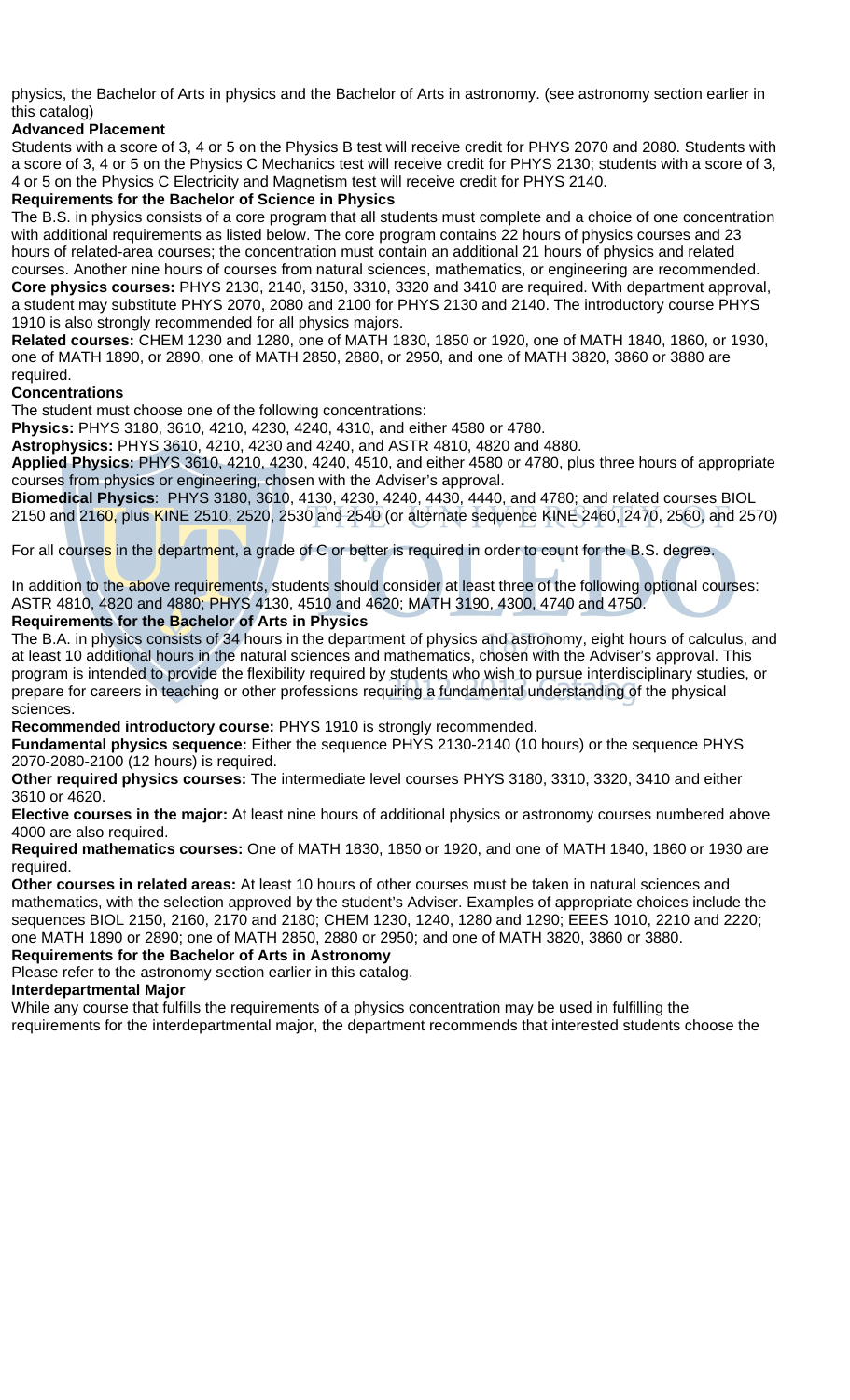physics, the Bachelor of Arts in physics and the Bachelor of Arts in astronomy. (see astronomy section earlier in this catalog)

### Advanced Placement

Students with a score of 3, 4 or 5 on the Physics B test will receive credit for PHYS 2070 and 2080. Students with a score of 3, 4 or 5 on the Physics C Mechanics test will receive credit for PHYS 2130; students with a score of 3, 4 or 5 on the Physics C Electricity and Magnetism test will receive credit for PHYS 2140.

### Requirements for the Bachelor of Science in Physics

The B.S. in physics consists of a core program that all students must complete and a choice of one concentration with additional requirements as listed below. The core program contains 22 hours of physics courses and 23 hours of related-area courses; the concentration must contain an additional 21 hours of physics and related courses. Another nine hours of courses from natural sciences, mathematics, or engineering are recommended.

**Core physics courses:** PHYS 2130, 2140, 3150, 3310, 3320 and 3410 are required. With department approval, a student may substitute PHYS 2070, 2080 and 2100 for PHYS 2130 and 2140. The introductory course PHYS 1910 is also strongly recommended for all physics majors.

**Related courses:** CHEM 1230 and 1280, one of MATH 1830, 1850 or 1920, one of MATH 1840, 1860, or 1930, one of MATH 1890, or 2890, one of MATH 2850, 2880, or 2950, and one of MATH 3820, 3860 or 3880 are required.

### Concentrations

The student must choose one of the following concentrations:

**Physics:** PHYS 3180, 3610, 4210, 4230, 4240, 4310, and either 4580 or 4780.

**Astrophysics:** PHYS 3610, 4210, 4230 and 4240, and ASTR 4810, 4820 and 4880.

**Applied Physics:** PHYS 3610, 4210, 4230, 4240, 4510, and either 4580 or 4780, plus three hours of appropriate courses from physics or engineering, chosen with the Adviser's approval.

**Biomedical Physics**: PHYS 3180, 3610, 4130, 4230, 4240, 4430, 4440, and 4780; and related courses BIOL 2150 and 2160, plus KINE 2510, 2520, 2530 and 2540 (or alternate sequence KINE 2460, 2470, 2560, and 2570)

For all courses in the department, a grade of C or better is required in order to count for the B.S. degree.

In addition to the above requirements, students should consider at least three of the following optional courses: ASTR 4810, 4820 and 4880; PHYS 4130, 4510 and 4620; MATH 3190, 4300, 4740 and 4750.

### Requirements for the Bachelor of Arts in Physics

The B.A. in physics consists of 34 hours in the department of physics and astronomy, eight hours of calculus, and at least 10 additional hours in the natural sciences and mathematics, chosen with the Adviser's approval. This program is intended to provide the flexibility required by students who wish to pursue interdisciplinary studies, or prepare for careers in teaching or other professions requiring a fundamental understanding of the physical sciences.

**Recommended introductory course:** PHYS 1910 is strongly recommended.

**Fundamental physics sequence:** Either the sequence PHYS 2130-2140 (10 hours) or the sequence PHYS 2070-2080-2100 (12 hours) is required.

**Other required physics courses:** The intermediate level courses PHYS 3180, 3310, 3320, 3410 and either 3610 or 4620.

**Elective courses in the major:** At least nine hours of additional physics or astronomy courses numbered above 4000 are also required.

**Required mathematics courses:** One of MATH 1830, 1850 or 1920, and one of MATH 1840, 1860 or 1930 are required.

**Other courses in related areas:** At least 10 hours of other courses must be taken in natural sciences and mathematics, with the selection approved by the student's Adviser. Examples of appropriate choices include the sequences BIOL 2150, 2160, 2170 and 2180; CHEM 1230, 1240, 1280 and 1290; EEES 1010, 2210 and 2220; one MATH 1890 or 2890; one of MATH 2850, 2880 or 2950; and one of MATH 3820, 3860 or 3880.

### Requirements for the Bachelor of Arts in Astronomy

Please refer to the astronomy section earlier in this catalog.

### Interdepartmental Major

While any course that fulfills the requirements of a physics concentration may be used in fulfilling the requirements for the interdepartmental major, the department recommends that interested students choose the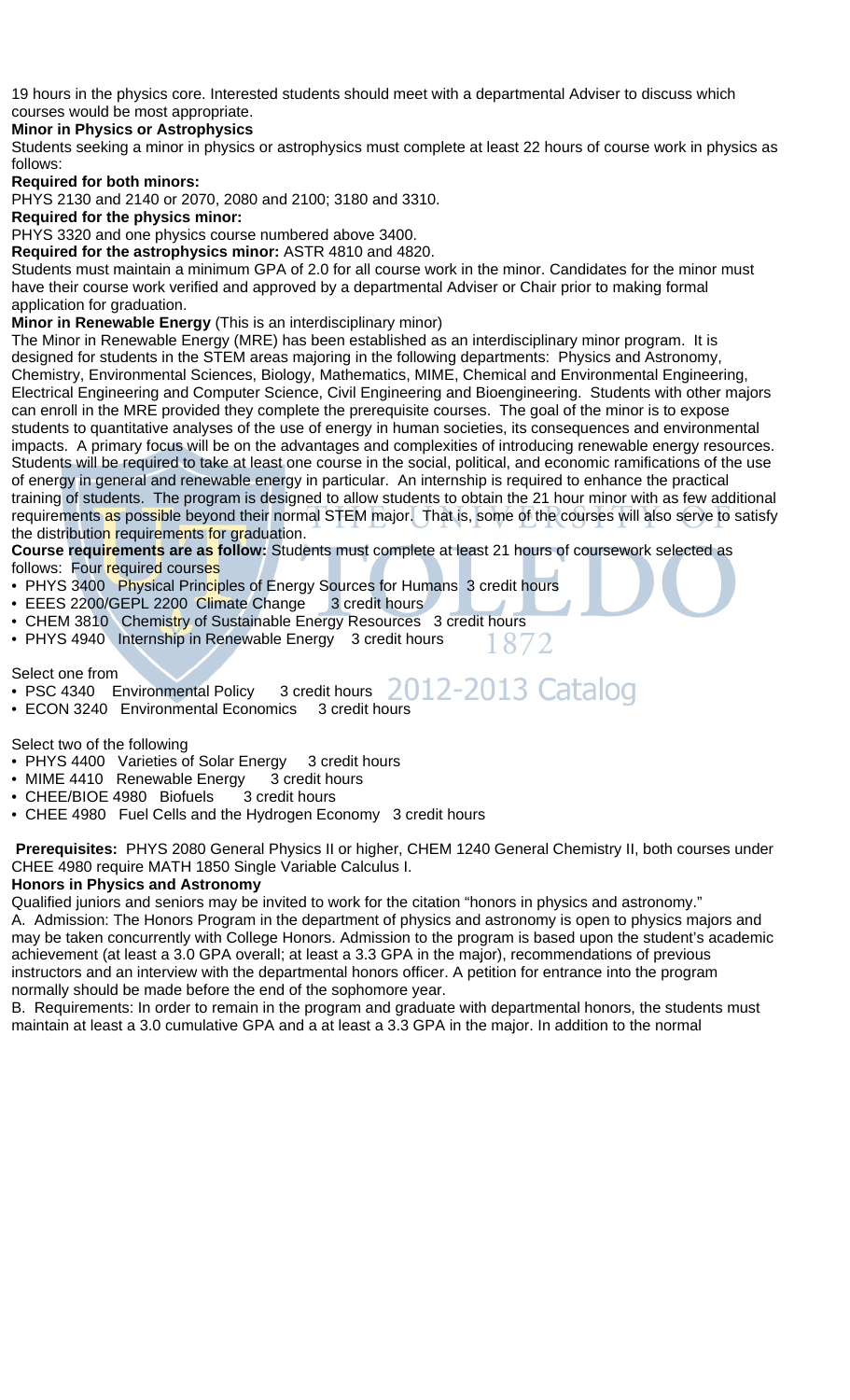19 hours in the physics core. Interested students should meet with a departmental Adviser to discuss which courses would be most appropriate.

**Minor in Physics or Astrophysics**

Students seeking a minor in physics or astrophysics must complete at least 22 hours of course work in physics as follows:

**Required for both minors:**

PHYS 2130 and 2140 or 2070, 2080 and 2100; 3180 and 3310.

**Required for the physics minor:**

PHYS 3320 and one physics course numbered above 3400.

**Required for the astrophysics minor:** ASTR 4810 and 4820.

Students must maintain a minimum GPA of 2.0 for all course work in the minor. Candidates for the minor must have their course work verified and approved by a departmental Adviser or Chair prior to making formal application for graduation.

**Minor in Renewable Energy** (This is an interdisciplinary minor)

The Minor in Renewable Energy (MRE) has been established as an interdisciplinary minor program. It is designed for students in the STEM areas majoring in the following departments: Physics and Astronomy, Chemistry, Environmental Sciences, Biology, Mathematics, MIME, Chemical and Environmental Engineering, Electrical Engineering and Computer Science, Civil Engineering and Bioengineering. Students with other majors can enroll in the MRE provided they complete the prerequisite courses. The goal of the minor is to expose students to quantitative analyses of the use of energy in human societies, its consequences and environmental impacts. A primary focus will be on the advantages and complexities of introducing renewable energy resources. Students will be required to take at least one course in the social, political, and economic ramifications of the use of energy in general and renewable energy in particular. An internship is required to enhance the practical training of students. The program is designed to allow students to obtain the 21 hour minor with as few additional requirements as possible beyond their normal STEM major. That is, some of the courses will also serve to satisfy the distribution requirements for graduation.

**Course requirements are as follow:** Students must complete at least 21 hours of coursework selected as follows: Four required courses

- PHYS 3400 Physical Principles of Energy Sources for Humans 3 credit hours
- EEES 2200/GEPL 2200 Climate Change 3 credit hours
- CHEM 3810 Chemistry of Sustainable Energy Resources 3 credit hours
- PHYS 4940 Internship in Renewable Energy 3 credit hours

Select one from

- PSC 4340 Environmental Policy 3 credit hours
- ECON 3240 Environmental Economics 3 credit hours

Select two of the following

- PHYS 4400 Varieties of Solar Energy 3 credit hours
- MIME 4410 Renewable Energy 3 credit hours
- CHEE/BIOE 4980 Biofuels 3 credit hours
- CHEE 4980 Fuel Cells and the Hydrogen Economy 3 credit hours

**Prerequisites:** PHYS 2080 General Physics II or higher, CHEM 1240 General Chemistry II, both courses under CHEE 4980 require MATH 1850 Single Variable Calculus I.

**Honors in Physics and Astronomy**

Qualified juniors and seniors may be invited to work for the citation "honors in physics and astronomy."

A. Admission: The Honors Program in the department of physics and astronomy is open to physics majors and may be taken concurrently with College Honors. Admission to the program is based upon the student's academic achievement (at least a 3.0 GPA overall; at least a 3.3 GPA in the major), recommendations of previous instructors and an interview with the departmental honors officer. A petition for entrance into the program normally should be made before the end of the sophomore year.

B. Requirements: In order to remain in the program and graduate with departmental honors, the students must maintain at least a 3.0 cumulative GPA and a at least a 3.3 GPA in the major. In addition to the normal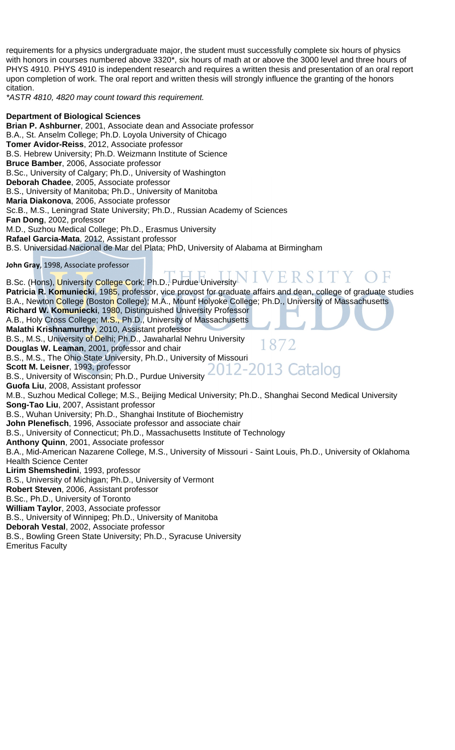requirements for a physics undergraduate major, the student must successfully complete six hours of physics with honors in courses numbered above 3320*, six hours of math at or above the 3000 level and three hours of PHYS 4910. PHYS 4910 is independent research and requires a written thesis and presentation of an oral report upon completion of work. The oral report and written thesis will strongly influence the granting of the honors citation.

*ASTR 4810, 4820 may count toward this requirement.*

**Department of Biological Sciences**

**Brian P. Ashburner**, 2001, Associate dean and Associate professor
B.A., St. Anselm College; Ph.D. Loyola University of Chicago

**Tomer Avidor-Reiss**, 2012, Associate professor
B.S. Hebrew University; Ph.D. Weizmann Institute of Science

**Bruce Bamber**, 2006, Associate professor
B.Sc., University of Calgary; Ph.D., University of Washington

**Deborah Chadee**, 2005, Associate professor
B.S., University of Manitoba; Ph.D., University of Manitoba

**Maria Diakonova**, 2006, Associate professor
Sc.B., M.S., Leningrad State University; Ph.D., Russian Academy of Sciences

**Fan Dong**, 2002, professor
M.D., Suzhou Medical College; Ph.D., Erasmus University

**Rafael Garcia-Mata**, 2012, Assistant professor
B.S. Universidad Nacional de Mar del Plata; PhD, University of Alabama at Birmingham

**John Gray**, 1998, Associate professor
B.Sc. (Hons), University College Cork; Ph.D., Purdue University

**Patricia R. Komuniecki**, 1985, professor, vice provost for graduate affairs and dean, college of graduate studies
B.A., Newton College (Boston College); M.A., Mount Holyoke College; Ph.D., University of Massachusetts

**Richard W. Komuniecki**, 1980, Distinguished University Professor
A.B., Holy Cross College; M.S., Ph.D., University of Massachusetts

**Malathi Krishnamurthy**, 2010, Assistant professor
B.S., M.S., University of Delhi; Ph.D., Jawaharlal Nehru University

**Douglas W. Leaman**, 2001, professor and chair
B.S., M.S., The Ohio State University, Ph.D., University of Missouri

**Scott M. Leisner**, 1993, professor
B.S., University of Wisconsin; Ph.D., Purdue University

**Guofa Liu**, 2008, Assistant professor
M.B., Suzhou Medical College; M.S., Beijing Medical University; Ph.D., Shanghai Second Medical University

**Song-Tao Liu**, 2007, Assistant professor
B.S., Wuhan University; Ph.D., Shanghai Institute of Biochemistry

**John Plenefisch**, 1996, Associate professor and associate chair
B.S., University of Connecticut; Ph.D., Massachusetts Institute of Technology

**Anthony Quinn**, 2001, Associate professor
B.A., Mid-American Nazarene College, M.S., University of Missouri - Saint Louis, Ph.D., University of Oklahoma Health Science Center

**Lirim Shemshedini**, 1993, professor
B.S., University of Michigan; Ph.D., University of Vermont

**Robert Steven**, 2006, Assistant professor
B.Sc., Ph.D., University of Toronto

**William Taylor**, 2003, Associate professor
B.S., University of Winnipeg; Ph.D., University of Manitoba

**Deborah Vestal**, 2002, Associate professor
B.S., Bowling Green State University; Ph.D., Syracuse University

Emeritus Faculty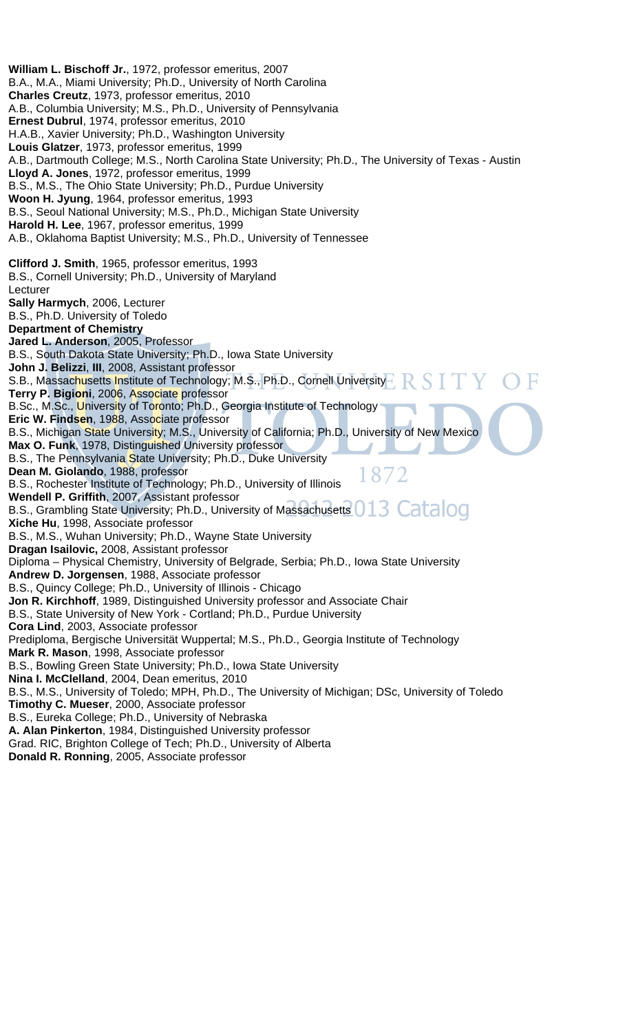**William L. Bischoff Jr.**, 1972, professor emeritus, 2007
B.A., M.A., Miami University; Ph.D., University of North Carolina
**Charles Creutz**, 1973, professor emeritus, 2010
A.B., Columbia University; M.S., Ph.D., University of Pennsylvania
**Ernest Dubrul**, 1974, professor emeritus, 2010
H.A.B., Xavier University; Ph.D., Washington University
**Louis Glatzer**, 1973, professor emeritus, 1999
A.B., Dartmouth College; M.S., North Carolina State University; Ph.D., The University of Texas - Austin
**Lloyd A. Jones**, 1972, professor emeritus, 1999
B.S., M.S., The Ohio State University; Ph.D., Purdue University
**Woon H. Jyung**, 1964, professor emeritus, 1993
B.S., Seoul National University; M.S., Ph.D., Michigan State University
**Harold H. Lee**, 1967, professor emeritus, 1999
A.B., Oklahoma Baptist University; M.S., Ph.D., University of Tennessee

**Clifford J. Smith**, 1965, professor emeritus, 1993
B.S., Cornell University; Ph.D., University of Maryland
Lecturer
**Sally Harmych**, 2006, Lecturer
B.S., Ph.D. University of Toledo
**Department of Chemistry**
**Jared L. Anderson**, 2005, Professor
B.S., South Dakota State University; Ph.D., Iowa State University
**John J. Belizzi**, **III**, 2008, Assistant professor
S.B., Massachusetts Institute of Technology; M.S., Ph.D., Cornell University
**Terry P. Bigioni**, 2006, Associate professor
B.Sc., M.Sc., University of Toronto; Ph.D., Georgia Institute of Technology
**Eric W. Findsen**, 1988, Associate professor
B.S., Michigan State University; M.S., University of California; Ph.D., University of New Mexico
**Max O. Funk**, 1978, Distinguished University professor
B.S., The Pennsylvania State University; Ph.D., Duke University
**Dean M. Giolando**, 1988, professor
B.S., Rochester Institute of Technology; Ph.D., University of Illinois
**Wendell P. Griffith**, 2007, Assistant professor
B.S., Grambling State University; Ph.D., University of Massachusetts
**Xiche Hu**, 1998, Associate professor
B.S., M.S., Wuhan University; Ph.D., Wayne State University
**Dragan Isailovic,** 2008, Assistant professor
Diploma – Physical Chemistry, University of Belgrade, Serbia; Ph.D., Iowa State University
**Andrew D. Jorgensen**, 1988, Associate professor
B.S., Quincy College; Ph.D., University of Illinois - Chicago
**Jon R. Kirchhoff**, 1989, Distinguished University professor and Associate Chair
B.S., State University of New York - Cortland; Ph.D., Purdue University
**Cora Lind**, 2003, Associate professor
Prediploma, Bergische Universität Wuppertal; M.S., Ph.D., Georgia Institute of Technology
**Mark R. Mason**, 1998, Associate professor
B.S., Bowling Green State University; Ph.D., Iowa State University
**Nina I. McClelland**, 2004, Dean emeritus, 2010
B.S., M.S., University of Toledo; MPH, Ph.D., The University of Michigan; DSc, University of Toledo
**Timothy C. Mueser**, 2000, Associate professor
B.S., Eureka College; Ph.D., University of Nebraska
**A. Alan Pinkerton**, 1984, Distinguished University professor
Grad. RIC, Brighton College of Tech; Ph.D., University of Alberta
**Donald R. Ronning**, 2005, Associate professor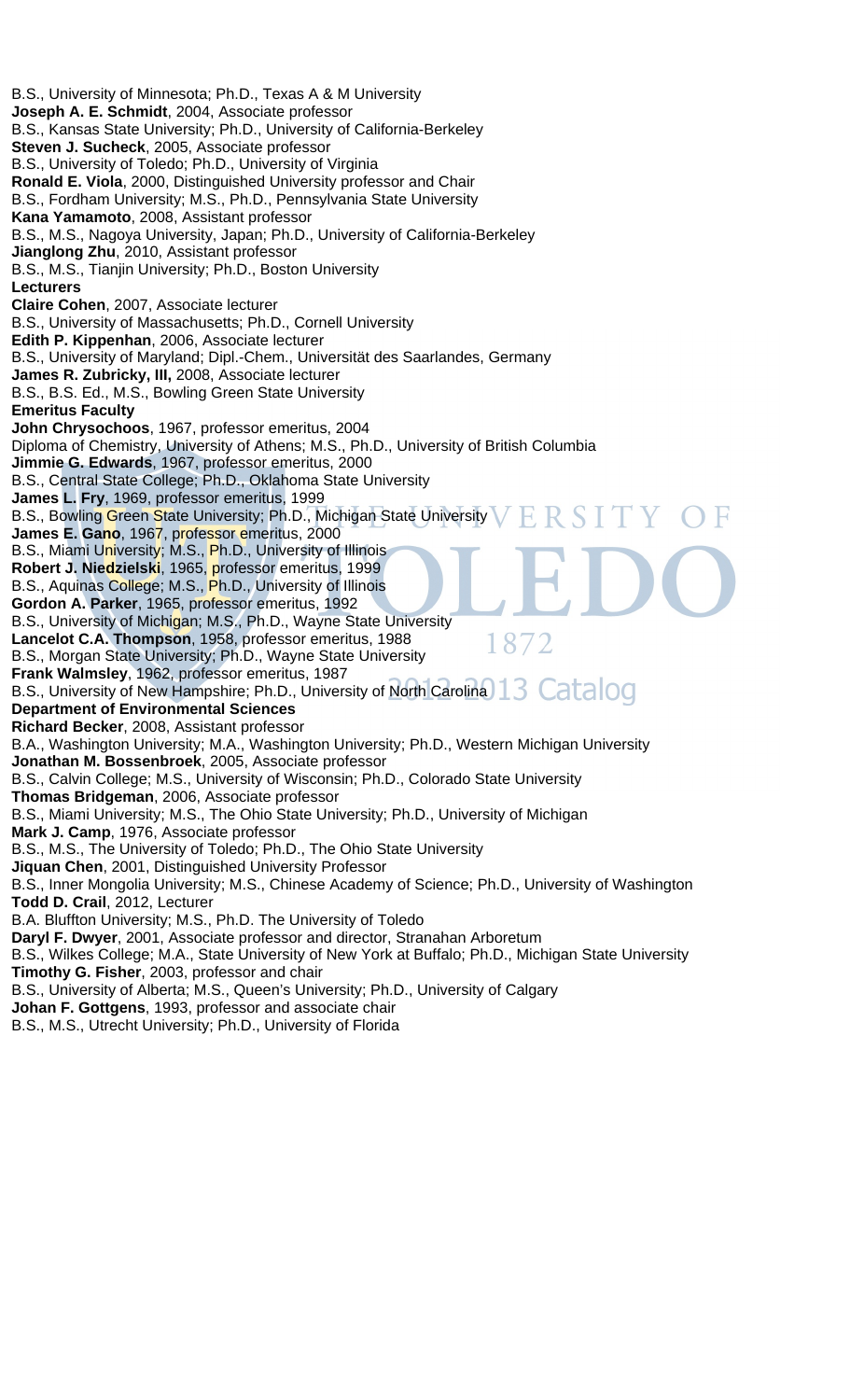B.S., University of Minnesota; Ph.D., Texas A & M University

**Joseph A. E. Schmidt**, 2004, Associate professor
B.S., Kansas State University; Ph.D., University of California-Berkeley

**Steven J. Sucheck**, 2005, Associate professor
B.S., University of Toledo; Ph.D., University of Virginia

**Ronald E. Viola**, 2000, Distinguished University professor and Chair
B.S., Fordham University; M.S., Ph.D., Pennsylvania State University

**Kana Yamamoto**, 2008, Assistant professor
B.S., M.S., Nagoya University, Japan; Ph.D., University of California-Berkeley

**Jianglong Zhu**, 2010, Assistant professor
B.S., M.S., Tianjin University; Ph.D., Boston University

**Lecturers**

**Claire Cohen**, 2007, Associate lecturer
B.S., University of Massachusetts; Ph.D., Cornell University

**Edith P. Kippenhan**, 2006, Associate lecturer
B.S., University of Maryland; Dipl.-Chem., Universität des Saarlandes, Germany

**James R. Zubricky, III,** 2008, Associate lecturer
B.S., B.S. Ed., M.S., Bowling Green State University

**Emeritus Faculty**

**John Chrysochoos**, 1967, professor emeritus, 2004
Diploma of Chemistry, University of Athens; M.S., Ph.D., University of British Columbia

**Jimmie G. Edwards**, 1967, professor emeritus, 2000
B.S., Central State College; Ph.D., Oklahoma State University

**James L. Fry**, 1969, professor emeritus, 1999
B.S., Bowling Green State University; Ph.D., Michigan State University

**James E. Gano**, 1967, professor emeritus, 2000
B.S., Miami University; M.S., Ph.D., University of Illinois

**Robert J. Niedzielski**, 1965, professor emeritus, 1999
B.S., Aquinas College; M.S., Ph.D., University of Illinois

**Gordon A. Parker**, 1965, professor emeritus, 1992
B.S., University of Michigan; M.S., Ph.D., Wayne State University

**Lancelot C.A. Thompson**, 1958, professor emeritus, 1988
B.S., Morgan State University; Ph.D., Wayne State University

**Frank Walmsley**, 1962, professor emeritus, 1987
B.S., University of New Hampshire; Ph.D., University of North Carolina

**Department of Environmental Sciences**

**Richard Becker**, 2008, Assistant professor
B.A., Washington University; M.A., Washington University; Ph.D., Western Michigan University

**Jonathan M. Bossenbroek**, 2005, Associate professor
B.S., Calvin College; M.S., University of Wisconsin; Ph.D., Colorado State University

**Thomas Bridgeman**, 2006, Associate professor
B.S., Miami University; M.S., The Ohio State University; Ph.D., University of Michigan

**Mark J. Camp**, 1976, Associate professor
B.S., M.S., The University of Toledo; Ph.D., The Ohio State University

**Jiquan Chen**, 2001, Distinguished University Professor
B.S., Inner Mongolia University; M.S., Chinese Academy of Science; Ph.D., University of Washington

**Todd D. Crail**, 2012, Lecturer
B.A. Bluffton University; M.S., Ph.D. The University of Toledo

**Daryl F. Dwyer**, 2001, Associate professor and director, Stranahan Arboretum
B.S., Wilkes College; M.A., State University of New York at Buffalo; Ph.D., Michigan State University

**Timothy G. Fisher**, 2003, professor and chair
B.S., University of Alberta; M.S., Queen's University; Ph.D., University of Calgary

**Johan F. Gottgens**, 1993, professor and associate chair
B.S., M.S., Utrecht University; Ph.D., University of Florida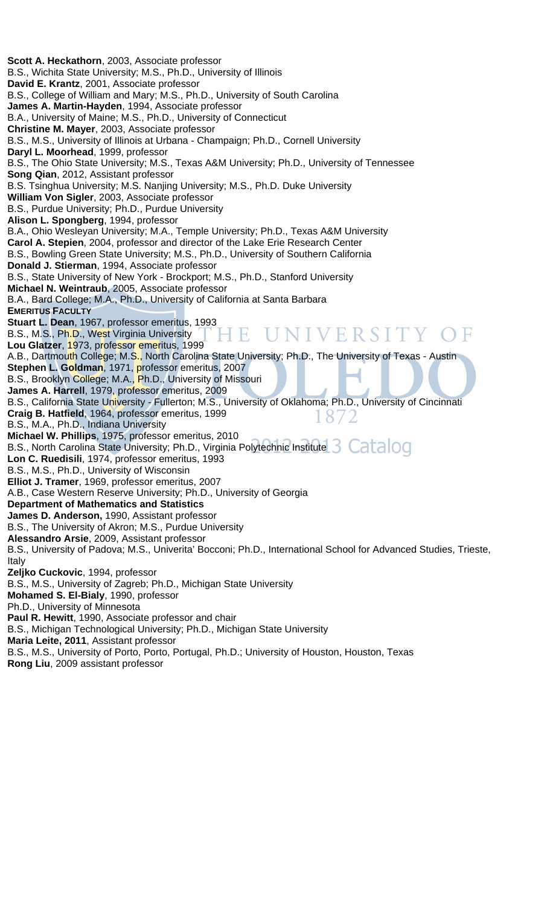**Scott A. Heckathorn**, 2003, Associate professor
B.S., Wichita State University; M.S., Ph.D., University of Illinois
**David E. Krantz**, 2001, Associate professor
B.S., College of William and Mary; M.S., Ph.D., University of South Carolina
**James A. Martin-Hayden**, 1994, Associate professor
B.A., University of Maine; M.S., Ph.D., University of Connecticut
**Christine M. Mayer**, 2003, Associate professor
B.S., M.S., University of Illinois at Urbana - Champaign; Ph.D., Cornell University
**Daryl L. Moorhead**, 1999, professor
B.S., The Ohio State University; M.S., Texas A&M University; Ph.D., University of Tennessee
**Song Qian**, 2012, Assistant professor
B.S. Tsinghua University; M.S. Nanjing University; M.S., Ph.D. Duke University
**William Von Sigler**, 2003, Associate professor
B.S., Purdue University; Ph.D., Purdue University
**Alison L. Spongberg**, 1994, professor
B.A., Ohio Wesleyan University; M.A., Temple University; Ph.D., Texas A&M University
**Carol A. Stepien**, 2004, professor and director of the Lake Erie Research Center
B.S., Bowling Green State University; M.S., Ph.D., University of Southern California
**Donald J. Stierman**, 1994, Associate professor
B.S., State University of New York - Brockport; M.S., Ph.D., Stanford University
**Michael N. Weintraub**, 2005, Associate professor
B.A., Bard College; M.A., Ph.D., University of California at Santa Barbara

**EMERITUS FACULTY**

**Stuart L. Dean**, 1967, professor emeritus, 1993
B.S., M.S., Ph.D., West Virginia University
**Lou Glatzer**, 1973, professor emeritus, 1999
A.B., Dartmouth College; M.S., North Carolina State University; Ph.D., The University of Texas - Austin
**Stephen L. Goldman**, 1971, professor emeritus, 2007
B.S., Brooklyn College; M.A., Ph.D., University of Missouri
**James A. Harrell**, 1979, professor emeritus, 2009
B.S., California State University - Fullerton; M.S., University of Oklahoma; Ph.D., University of Cincinnati
**Craig B. Hatfield**, 1964, professor emeritus, 1999
B.S., M.A., Ph.D., Indiana University
**Michael W. Phillips**, 1975, professor emeritus, 2010
B.S., North Carolina State University; Ph.D., Virginia Polytechnic Institute
**Lon C. Ruedisili**, 1974, professor emeritus, 1993
B.S., M.S., Ph.D., University of Wisconsin
**Elliot J. Tramer**, 1969, professor emeritus, 2007
A.B., Case Western Reserve University; Ph.D., University of Georgia

**Department of Mathematics and Statistics**

**James D. Anderson,** 1990, Assistant professor
B.S., The University of Akron; M.S., Purdue University
**Alessandro Arsie**, 2009, Assistant professor
B.S., University of Padova; M.S., Univerita' Bocconi; Ph.D., International School for Advanced Studies, Trieste, Italy
**Zeljko Cuckovic**, 1994, professor
B.S., M.S., University of Zagreb; Ph.D., Michigan State University
**Mohamed S. El-Bialy**, 1990, professor
Ph.D., University of Minnesota
**Paul R. Hewitt**, 1990, Associate professor and chair
B.S., Michigan Technological University; Ph.D., Michigan State University
**Maria Leite, 2011**, Assistant professor
B.S., M.S., University of Porto, Porto, Portugal, Ph.D.; University of Houston, Houston, Texas
**Rong Liu**, 2009 assistant professor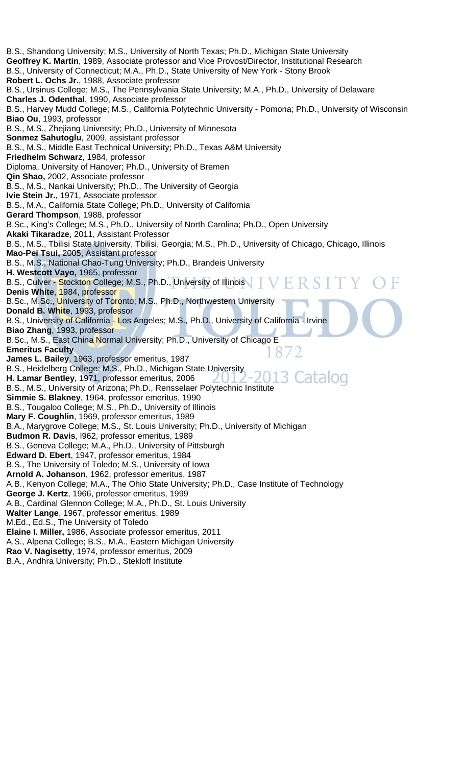B.S., Shandong University; M.S., University of North Texas; Ph.D., Michigan State University
**Geoffrey K. Martin**, 1989, Associate professor and Vice Provost/Director, Institutional Research
B.S., University of Connecticut; M.A., Ph.D., State University of New York - Stony Brook
**Robert L. Ochs Jr.**, 1988, Associate professor
B.S., Ursinus College; M.S., The Pennsylvania State University; M.A., Ph.D., University of Delaware
**Charles J. Odenthal**, 1990, Associate professor
B.S., Harvey Mudd College; M.S., California Polytechnic University - Pomona; Ph.D., University of Wisconsin
**Biao Ou**, 1993, professor
B.S., M.S., Zhejiang University; Ph.D., University of Minnesota
**Sonmez Sahutoglu**, 2009, assistant professor
B.S., M.S., Middle East Technical University; Ph.D., Texas A&M University
**Friedhelm Schwarz**, 1984, professor
Diploma, University of Hanover; Ph.D., University of Bremen
**Qin Shao,** 2002, Associate professor
B.S., M.S., Nankai University; Ph.D., The University of Georgia
**Ivie Stein Jr.**, 1971, Associate professor
B.S., M.A., California State College; Ph.D., University of California
**Gerard Thompson**, 1988, professor
B.Sc., King's College; M.S., Ph.D., University of North Carolina; Ph.D., Open University
**Akaki Tikaradze**, 2011, Assistant Professor
B.S., M.S., Tbilisi State University, Tbilisi, Georgia; M.S., Ph.D., University of Chicago, Chicago, Illinois
**Mao-Pei Tsui,** 2005, Assistant professor
B.S., M.S., National Chao-Tung University; Ph.D., Brandeis University
**H. Westcott Vayo,** 1965, professor
B.S., Culver - Stockton College; M.S., Ph.D., University of Illinois
**Denis White**, 1984, professor
B.Sc., M.Sc., University of Toronto; M.S., Ph.D., Northwestern University
**Donald B. White**, 1993, professor
B.S., University of California - Los Angeles; M.S., Ph.D., University of California - Irvine
**Biao Zhang**, 1993, professor
B.Sc., M.S., East China Normal University; Ph.D., University of Chicago E

**Emeritus Faculty**

**James L. Bailey**, 1963, professor emeritus, 1987
B.S., Heidelberg College; M.S., Ph.D., Michigan State University
**H. Lamar Bentley**, 1971, professor emeritus, 2006
B.S., M.S., University of Arizona; Ph.D., Rensselaer Polytechnic Institute
**Simmie S. Blakney**, 1964, professor emeritus, 1990
B.S., Tougaloo College; M.S., Ph.D., University of Illinois
**Mary F. Coughlin**, 1969, professor emeritus, 1989
B.A., Marygrove College; M.S., St. Louis University; Ph.D., University of Michigan
**Budmon R. Davis**, l962, professor emeritus, 1989
B.S., Geneva College; M.A., Ph.D., University of Pittsburgh
**Edward D. Ebert**, 1947, professor emeritus, 1984
B.S., The University of Toledo; M.S., University of Iowa
**Arnold A. Johanson**, 1962, professor emeritus, 1987
A.B., Kenyon College; M.A., The Ohio State University; Ph.D., Case Institute of Technology
**George J. Kertz**, 1966, professor emeritus, 1999
A.B., Cardinal Glennon College; M.A., Ph.D., St. Louis University
**Walter Lange**, 1967, professor emeritus, 1989
M.Ed., Ed.S., The University of Toledo
**Elaine I. Miller,** 1986, Associate professor emeritus, 2011
A.S., Alpena College; B.S., M.A., Eastern Michigan University
**Rao V. Nagisetty**, 1974, professor emeritus, 2009
B.A., Andhra University; Ph.D., Stekloff Institute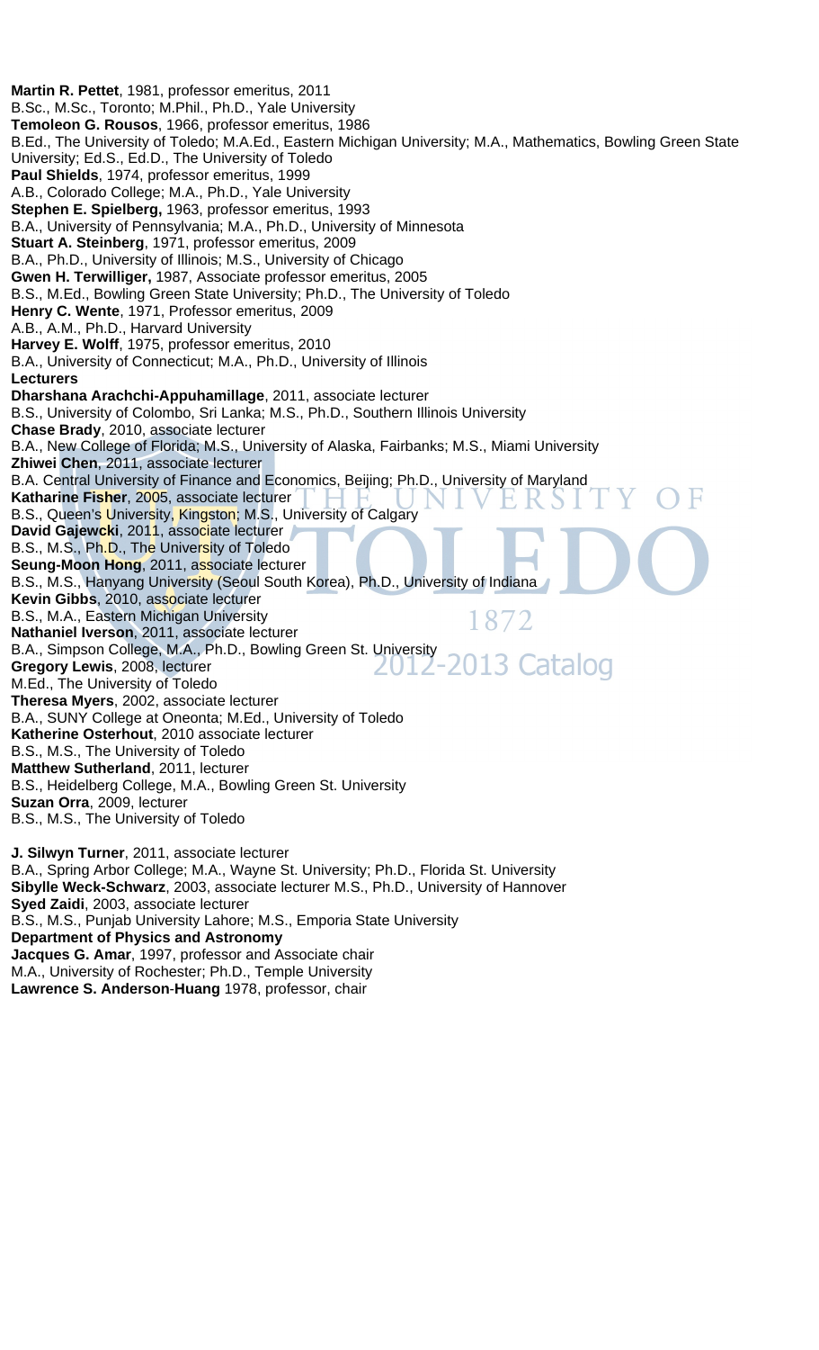**Martin R. Pettet**, 1981, professor emeritus, 2011
B.Sc., M.Sc., Toronto; M.Phil., Ph.D., Yale University
**Temoleon G. Rousos**, 1966, professor emeritus, 1986
B.Ed., The University of Toledo; M.A.Ed., Eastern Michigan University; M.A., Mathematics, Bowling Green State University; Ed.S., Ed.D., The University of Toledo
**Paul Shields**, 1974, professor emeritus, 1999
A.B., Colorado College; M.A., Ph.D., Yale University
**Stephen E. Spielberg,** 1963, professor emeritus, 1993
B.A., University of Pennsylvania; M.A., Ph.D., University of Minnesota
**Stuart A. Steinberg**, 1971, professor emeritus, 2009
B.A., Ph.D., University of Illinois; M.S., University of Chicago
**Gwen H. Terwilliger,** 1987, Associate professor emeritus, 2005
B.S., M.Ed., Bowling Green State University; Ph.D., The University of Toledo
**Henry C. Wente**, 1971, Professor emeritus, 2009
A.B., A.M., Ph.D., Harvard University
**Harvey E. Wolff**, 1975, professor emeritus, 2010
B.A., University of Connecticut; M.A., Ph.D., University of Illinois

**Lecturers**

**Dharshana Arachchi-Appuhamillage**, 2011, associate lecturer
B.S., University of Colombo, Sri Lanka; M.S., Ph.D., Southern Illinois University
**Chase Brady**, 2010, associate lecturer
B.A., New College of Florida; M.S., University of Alaska, Fairbanks; M.S., Miami University
**Zhiwei Chen**, 2011, associate lecturer
B.A. Central University of Finance and Economics, Beijing; Ph.D., University of Maryland
**Katharine Fisher**, 2005, associate lecturer
B.S., Queen's University, Kingston; M.S., University of Calgary
**David Gajewcki**, 2011, associate lecturer
B.S., M.S., Ph.D., The University of Toledo
**Seung-Moon Hong**, 2011, associate lecturer
B.S., M.S., Hanyang University (Seoul South Korea), Ph.D., University of Indiana
**Kevin Gibbs**, 2010, associate lecturer
B.S., M.A., Eastern Michigan University
**Nathaniel Iverson**, 2011, associate lecturer
B.A., Simpson College, M.A., Ph.D., Bowling Green St. University
**Gregory Lewis**, 2008, lecturer
M.Ed., The University of Toledo
**Theresa Myers**, 2002, associate lecturer
B.A., SUNY College at Oneonta; M.Ed., University of Toledo
**Katherine Osterhout**, 2010 associate lecturer
B.S., M.S., The University of Toledo
**Matthew Sutherland**, 2011, lecturer
B.S., Heidelberg College, M.A., Bowling Green St. University
**Suzan Orra**, 2009, lecturer
B.S., M.S., The University of Toledo

**J. Silwyn Turner**, 2011, associate lecturer
B.A., Spring Arbor College; M.A., Wayne St. University; Ph.D., Florida St. University
**Sibylle Weck-Schwarz**, 2003, associate lecturer M.S., Ph.D., University of Hannover
**Syed Zaidi**, 2003, associate lecturer
B.S., M.S., Punjab University Lahore; M.S., Emporia State University

**Department of Physics and Astronomy**

**Jacques G. Amar**, 1997, professor and Associate chair
M.A., University of Rochester; Ph.D., Temple University
**Lawrence S. Anderson-Huang** 1978, professor, chair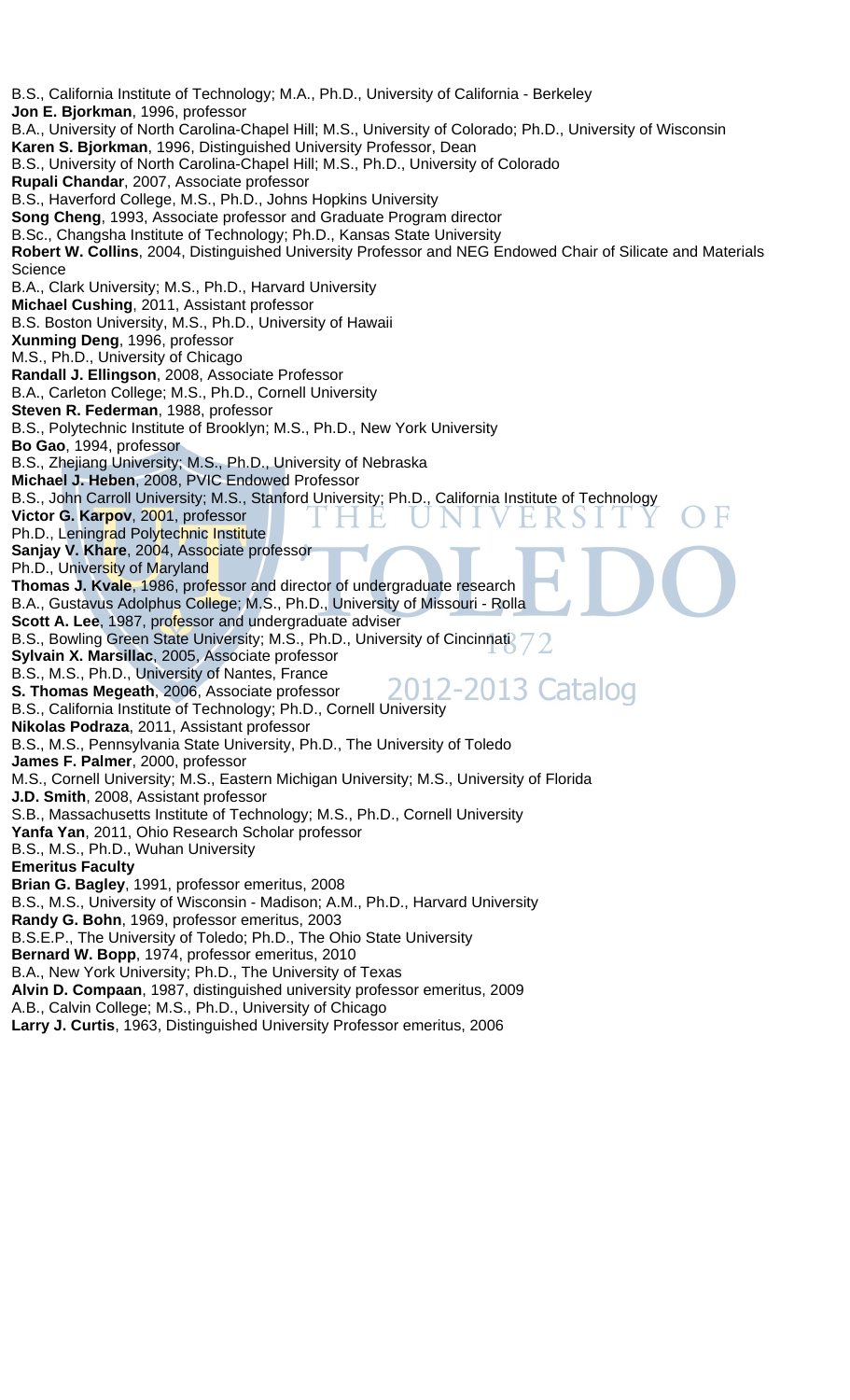B.S., California Institute of Technology; M.A., Ph.D., University of California - Berkeley

**Jon E. Bjorkman**, 1996, professor

B.A., University of North Carolina-Chapel Hill; M.S., University of Colorado; Ph.D., University of Wisconsin

**Karen S. Bjorkman**, 1996, Distinguished University Professor, Dean

B.S., University of North Carolina-Chapel Hill; M.S., Ph.D., University of Colorado

**Rupali Chandar**, 2007, Associate professor

B.S., Haverford College, M.S., Ph.D., Johns Hopkins University

**Song Cheng**, 1993, Associate professor and Graduate Program director

B.Sc., Changsha Institute of Technology; Ph.D., Kansas State University

**Robert W. Collins**, 2004, Distinguished University Professor and NEG Endowed Chair of Silicate and Materials Science

B.A., Clark University; M.S., Ph.D., Harvard University

**Michael Cushing**, 2011, Assistant professor

B.S. Boston University, M.S., Ph.D., University of Hawaii

**Xunming Deng**, 1996, professor

M.S., Ph.D., University of Chicago

**Randall J. Ellingson**, 2008, Associate Professor

B.A., Carleton College; M.S., Ph.D., Cornell University

**Steven R. Federman**, 1988, professor

B.S., Polytechnic Institute of Brooklyn; M.S., Ph.D., New York University

**Bo Gao**, 1994, professor

B.S., Zhejiang University; M.S., Ph.D., University of Nebraska

**Michael J. Heben**, 2008, PVIC Endowed Professor

B.S., John Carroll University; M.S., Stanford University; Ph.D., California Institute of Technology

**Victor G. Karpov**, 2001, professor

Ph.D., Leningrad Polytechnic Institute

**Sanjay V. Khare**, 2004, Associate professor

Ph.D., University of Maryland

**Thomas J. Kvale**, 1986, professor and director of undergraduate research

B.A., Gustavus Adolphus College; M.S., Ph.D., University of Missouri - Rolla

**Scott A. Lee**, 1987, professor and undergraduate adviser

B.S., Bowling Green State University; M.S., Ph.D., University of Cincinnati

**Sylvain X. Marsillac**, 2005, Associate professor

B.S., M.S., Ph.D., University of Nantes, France

**S. Thomas Megeath**, 2006, Associate professor

B.S., California Institute of Technology; Ph.D., Cornell University

**Nikolas Podraza**, 2011, Assistant professor

B.S., M.S., Pennsylvania State University, Ph.D., The University of Toledo

**James F. Palmer**, 2000, professor

M.S., Cornell University; M.S., Eastern Michigan University; M.S., University of Florida

**J.D. Smith**, 2008, Assistant professor

S.B., Massachusetts Institute of Technology; M.S., Ph.D., Cornell University

**Yanfa Yan**, 2011, Ohio Research Scholar professor

B.S., M.S., Ph.D., Wuhan University

**Emeritus Faculty**

**Brian G. Bagley**, 1991, professor emeritus, 2008

B.S., M.S., University of Wisconsin - Madison; A.M., Ph.D., Harvard University

**Randy G. Bohn**, 1969, professor emeritus, 2003

B.S.E.P., The University of Toledo; Ph.D., The Ohio State University

**Bernard W. Bopp**, 1974, professor emeritus, 2010

B.A., New York University; Ph.D., The University of Texas

**Alvin D. Compaan**, 1987, distinguished university professor emeritus, 2009

A.B., Calvin College; M.S., Ph.D., University of Chicago

**Larry J. Curtis**, 1963, Distinguished University Professor emeritus, 2006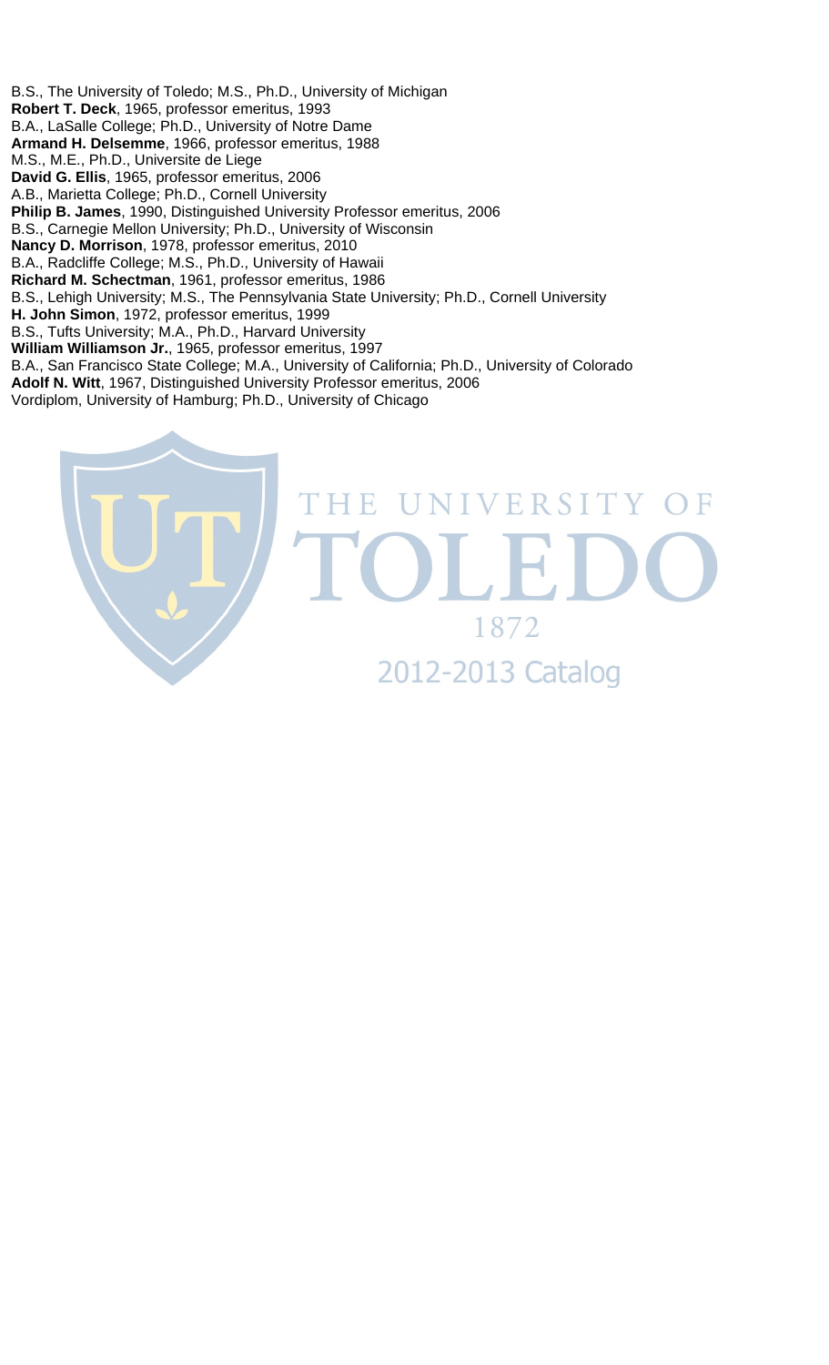B.S., The University of Toledo; M.S., Ph.D., University of Michigan

**Robert T. Deck**, 1965, professor emeritus, 1993
B.A., LaSalle College; Ph.D., University of Notre Dame

**Armand H. Delsemme**, 1966, professor emeritus, 1988
M.S., M.E., Ph.D., Universite de Liege

**David G. Ellis**, 1965, professor emeritus, 2006
A.B., Marietta College; Ph.D., Cornell University

**Philip B. James**, 1990, Distinguished University Professor emeritus, 2006
B.S., Carnegie Mellon University; Ph.D., University of Wisconsin

**Nancy D. Morrison**, 1978, professor emeritus, 2010
B.A., Radcliffe College; M.S., Ph.D., University of Hawaii

**Richard M. Schectman**, 1961, professor emeritus, 1986
B.S., Lehigh University; M.S., The Pennsylvania State University; Ph.D., Cornell University

**H. John Simon**, 1972, professor emeritus, 1999
B.S., Tufts University; M.A., Ph.D., Harvard University

**William Williamson Jr.**, 1965, professor emeritus, 1997
B.A., San Francisco State College; M.A., University of California; Ph.D., University of Colorado

**Adolf N. Witt**, 1967, Distinguished University Professor emeritus, 2006
Vordiplom, University of Hamburg; Ph.D., University of Chicago

THE UNIVERSITY OF TOLEDO
1872
2012-2013 Catalog